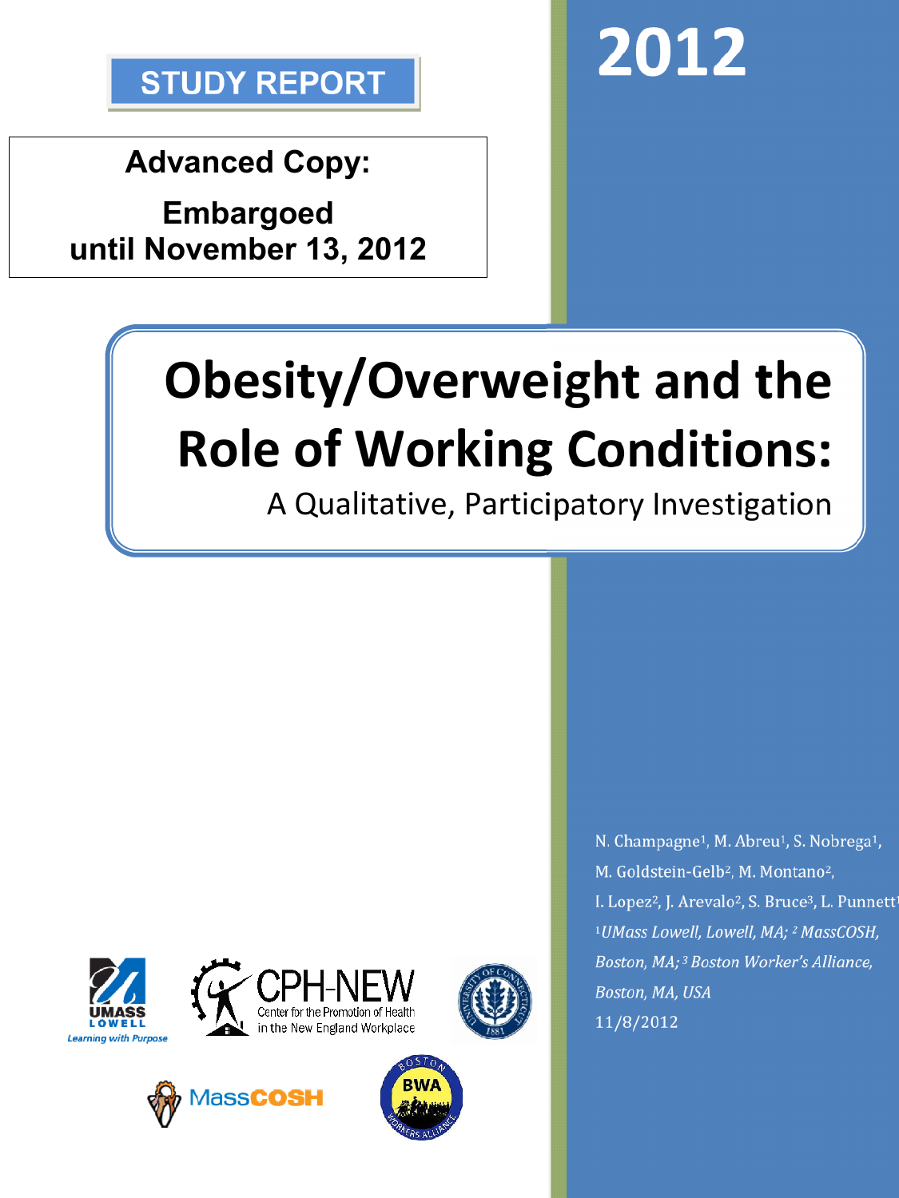**STUDY REPORT**

**2012**

**Advanced Copy:**

**Embargoed until November 13, 2012**

# Obesity/Overweight and the Role of Working Conditions:

## A Qualitative, Participatory Investigation

N. Champagne[1], M. Abreu[1], S. Nobrega[1], M. Goldstein-Gelb[2], M. Montano[2], I. Lopez[2], J. Arevalo[2], S. Bruce[3], L. Punnett[1]

*[1]UMass Lowell, Lowell, MA; [2] MassCOSH, Boston, MA; [3] Boston Worker's Alliance, Boston, MA, USA*

11/8/2012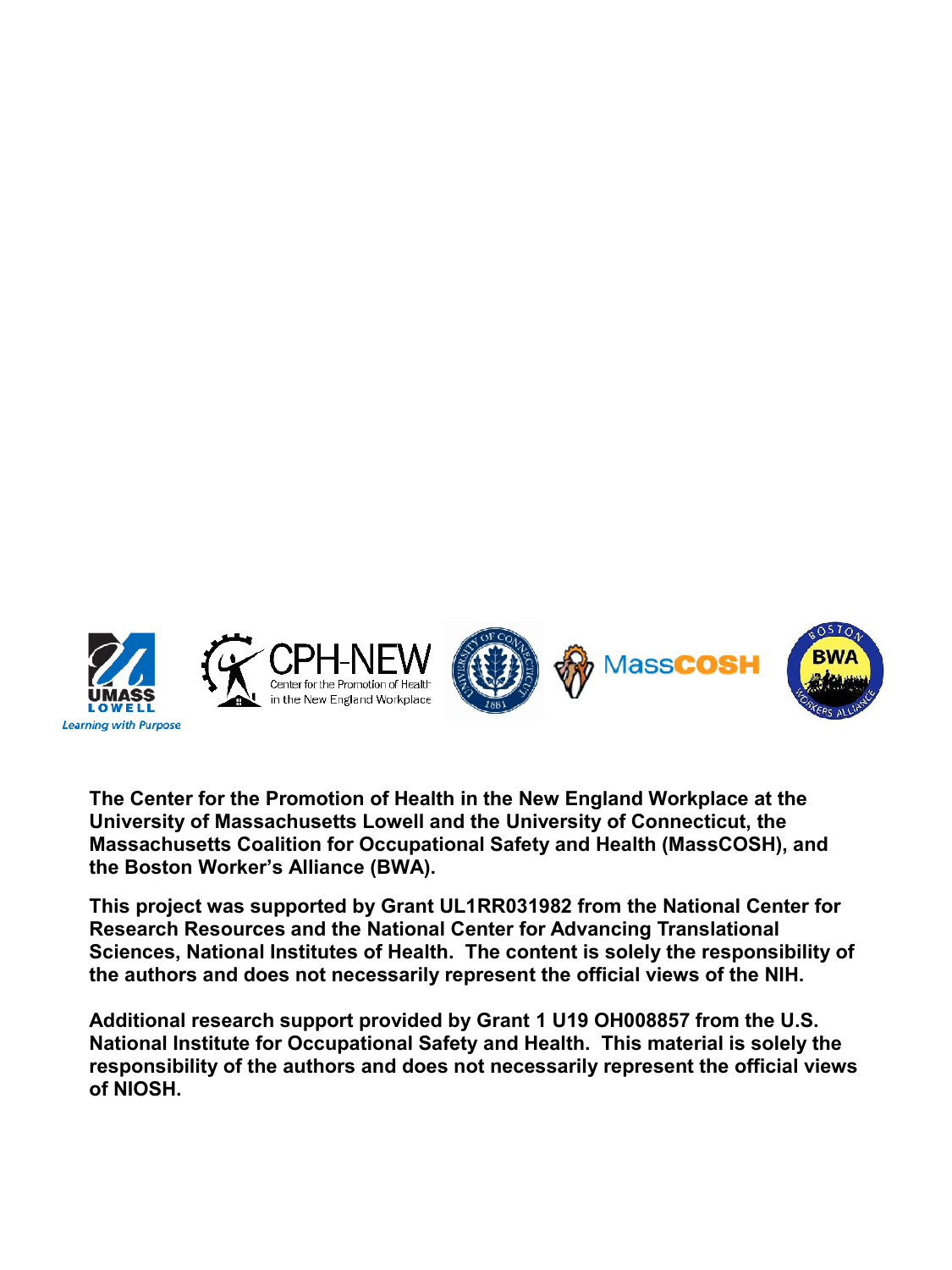**The Center for the Promotion of Health in the New England Workplace at the University of Massachusetts Lowell and the University of Connecticut, the Massachusetts Coalition for Occupational Safety and Health (MassCOSH), and the Boston Worker's Alliance (BWA).**

**This project was supported by Grant UL1RR031982 from the National Center for Research Resources and the National Center for Advancing Translational Sciences, National Institutes of Health. The content is solely the responsibility of the authors and does not necessarily represent the official views of the NIH.**

**Additional research support provided by Grant 1 U19 OH008857 from the U.S. National Institute for Occupational Safety and Health. This material is solely the responsibility of the authors and does not necessarily represent the official views of NIOSH.**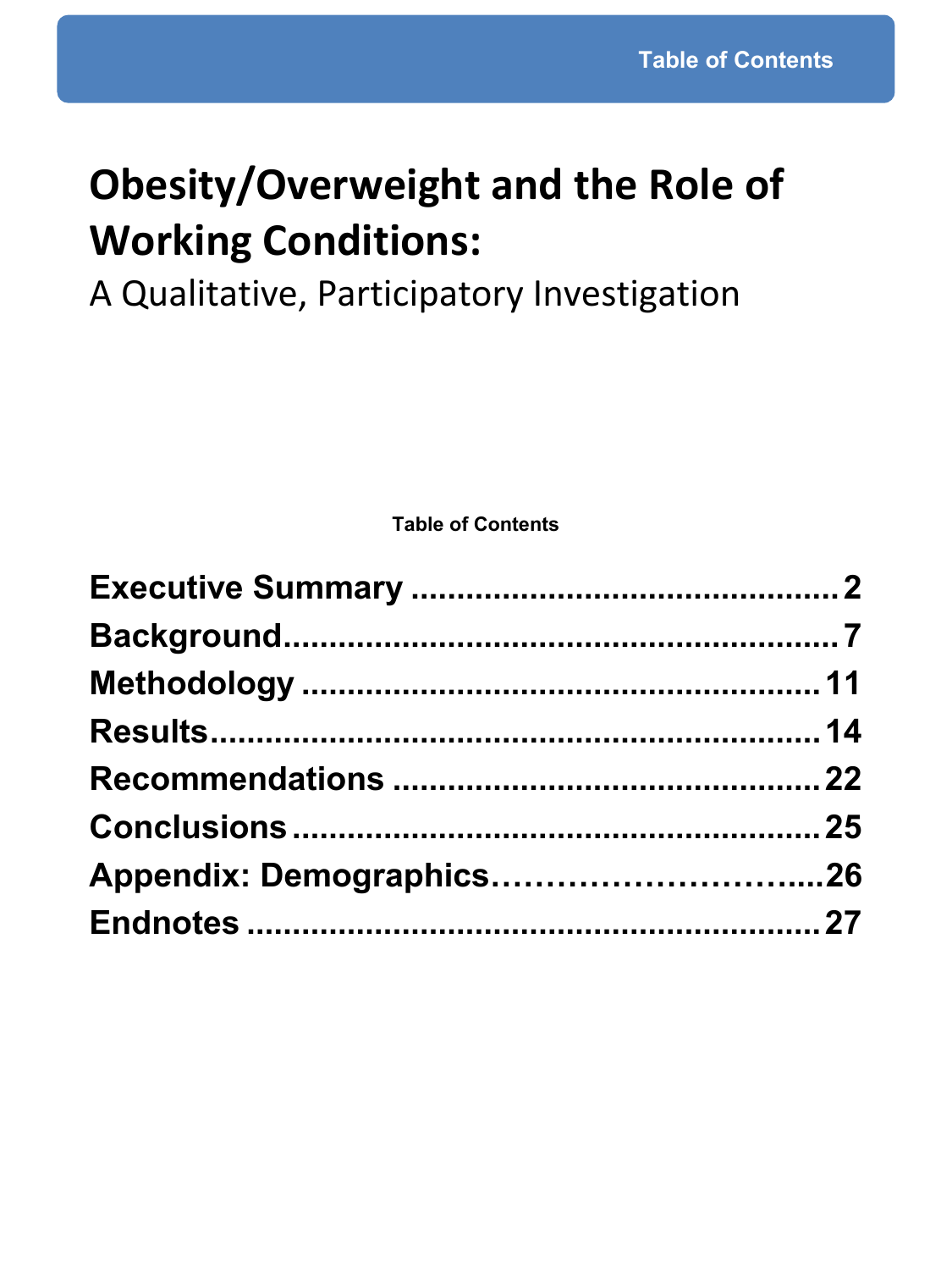# Obesity/Overweight and the Role of Working Conditions:

A Qualitative, Participatory Investigation

**Table of Contents**

**Executive Summary ............................................... 2**
**Background............................................................. 7**
**Methodology ......................................................... 11**
**Results.................................................................... 14**
**Recommendations ............................................... 22**
**Conclusions .......................................................... 25**
**Appendix: Demographics…………………………..26**
**Endnotes .............................................................. 27**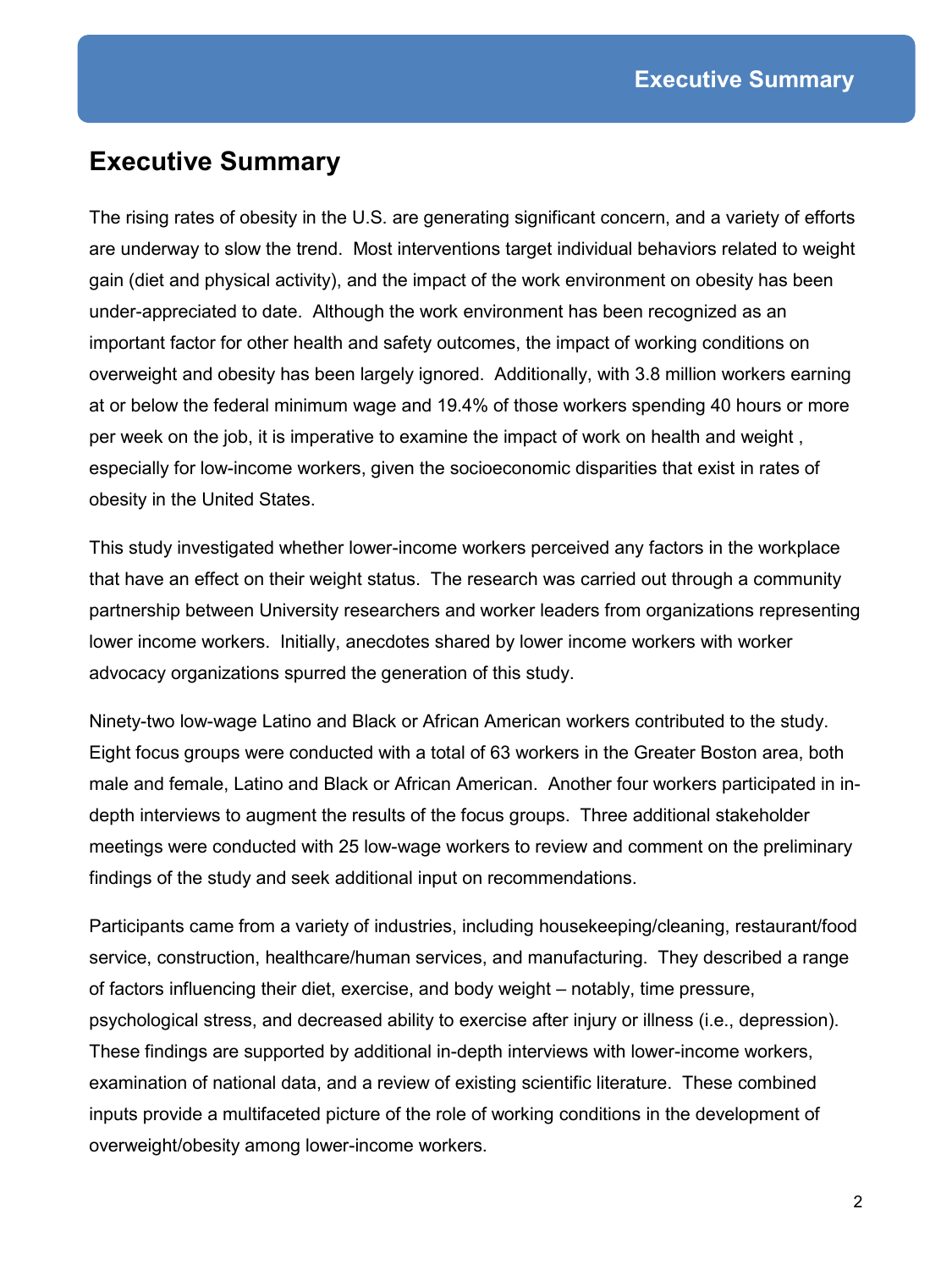## Executive Summary

The rising rates of obesity in the U.S. are generating significant concern, and a variety of efforts are underway to slow the trend. Most interventions target individual behaviors related to weight gain (diet and physical activity), and the impact of the work environment on obesity has been under-appreciated to date. Although the work environment has been recognized as an important factor for other health and safety outcomes, the impact of working conditions on overweight and obesity has been largely ignored. Additionally, with 3.8 million workers earning at or below the federal minimum wage and 19.4% of those workers spending 40 hours or more per week on the job, it is imperative to examine the impact of work on health and weight , especially for low-income workers, given the socioeconomic disparities that exist in rates of obesity in the United States.

This study investigated whether lower-income workers perceived any factors in the workplace that have an effect on their weight status. The research was carried out through a community partnership between University researchers and worker leaders from organizations representing lower income workers. Initially, anecdotes shared by lower income workers with worker advocacy organizations spurred the generation of this study.

Ninety-two low-wage Latino and Black or African American workers contributed to the study. Eight focus groups were conducted with a total of 63 workers in the Greater Boston area, both male and female, Latino and Black or African American. Another four workers participated in in-depth interviews to augment the results of the focus groups. Three additional stakeholder meetings were conducted with 25 low-wage workers to review and comment on the preliminary findings of the study and seek additional input on recommendations.

Participants came from a variety of industries, including housekeeping/cleaning, restaurant/food service, construction, healthcare/human services, and manufacturing. They described a range of factors influencing their diet, exercise, and body weight – notably, time pressure, psychological stress, and decreased ability to exercise after injury or illness (i.e., depression). These findings are supported by additional in-depth interviews with lower-income workers, examination of national data, and a review of existing scientific literature. These combined inputs provide a multifaceted picture of the role of working conditions in the development of overweight/obesity among lower-income workers.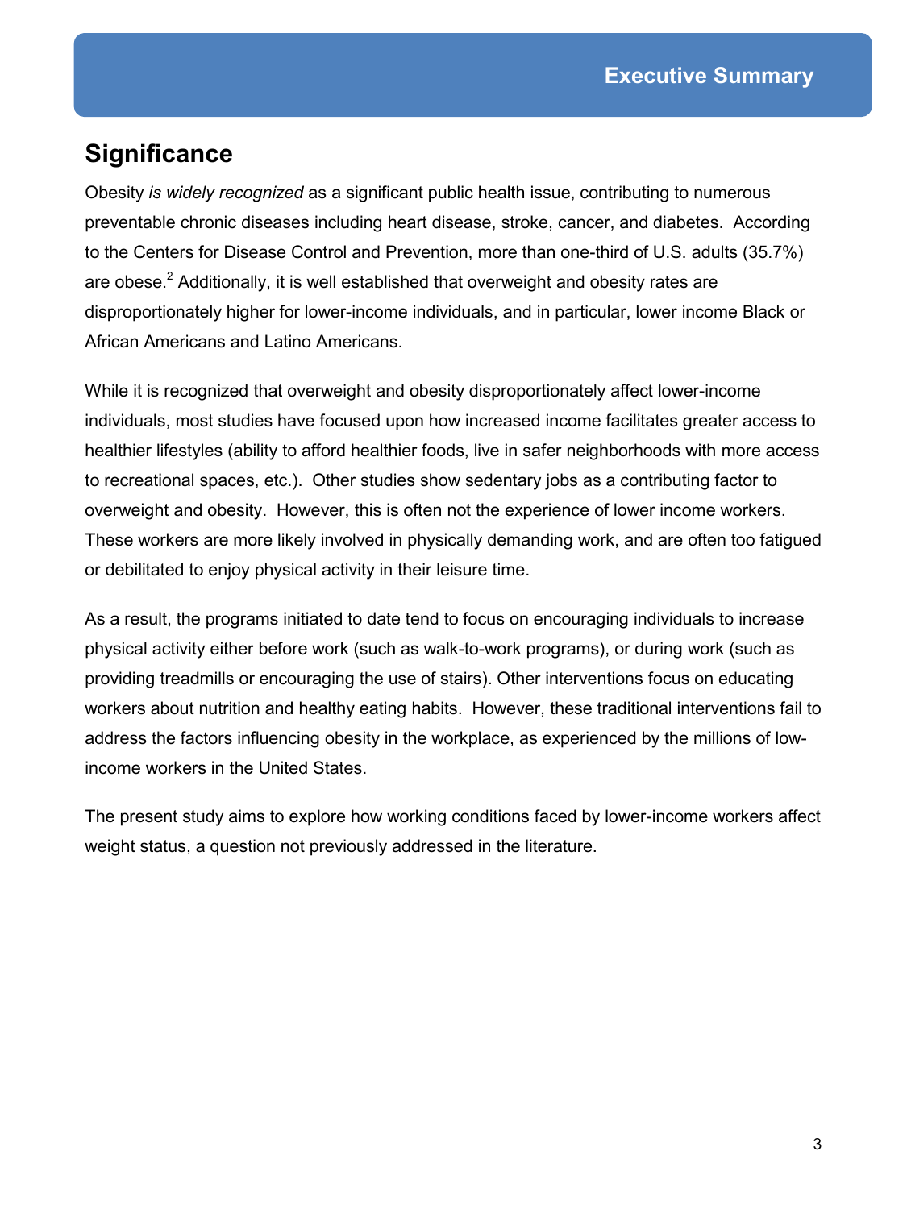# Executive Summary

## Significance

Obesity *is widely recognized* as a significant public health issue, contributing to numerous preventable chronic diseases including heart disease, stroke, cancer, and diabetes. According to the Centers for Disease Control and Prevention, more than one-third of U.S. adults (35.7%) are obese.[2] Additionally, it is well established that overweight and obesity rates are disproportionately higher for lower-income individuals, and in particular, lower income Black or African Americans and Latino Americans.

While it is recognized that overweight and obesity disproportionately affect lower-income individuals, most studies have focused upon how increased income facilitates greater access to healthier lifestyles (ability to afford healthier foods, live in safer neighborhoods with more access to recreational spaces, etc.). Other studies show sedentary jobs as a contributing factor to overweight and obesity. However, this is often not the experience of lower income workers. These workers are more likely involved in physically demanding work, and are often too fatigued or debilitated to enjoy physical activity in their leisure time.

As a result, the programs initiated to date tend to focus on encouraging individuals to increase physical activity either before work (such as walk-to-work programs), or during work (such as providing treadmills or encouraging the use of stairs). Other interventions focus on educating workers about nutrition and healthy eating habits. However, these traditional interventions fail to address the factors influencing obesity in the workplace, as experienced by the millions of low-income workers in the United States.

The present study aims to explore how working conditions faced by lower-income workers affect weight status, a question not previously addressed in the literature.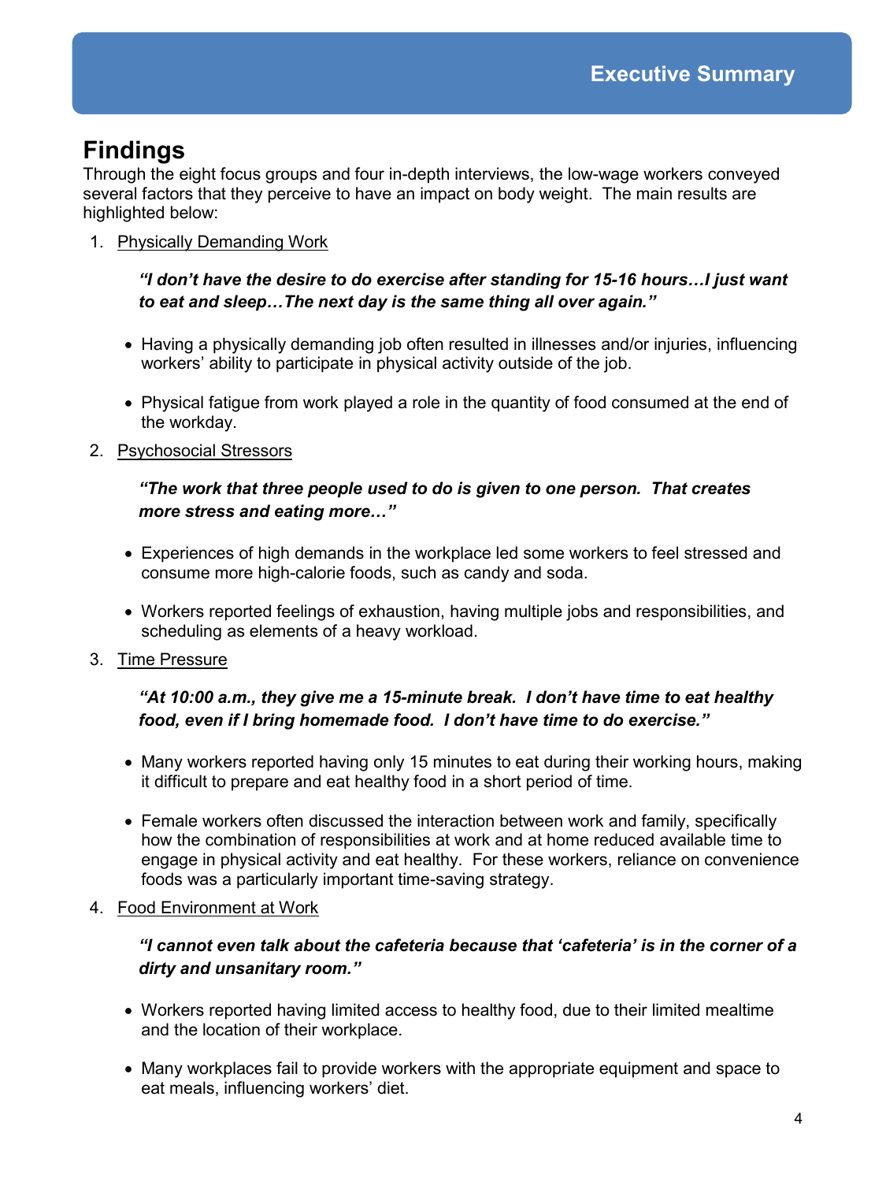## Findings

Through the eight focus groups and four in-depth interviews, the low-wage workers conveyed several factors that they perceive to have an impact on body weight. The main results are highlighted below:

1. Physically Demanding Work

   ***"I don't have the desire to do exercise after standing for 15-16 hours…I just want to eat and sleep…The next day is the same thing all over again."***

   - Having a physically demanding job often resulted in illnesses and/or injuries, influencing workers' ability to participate in physical activity outside of the job.
   - Physical fatigue from work played a role in the quantity of food consumed at the end of the workday.

2. Psychosocial Stressors

   ***"The work that three people used to do is given to one person. That creates more stress and eating more…"***

   - Experiences of high demands in the workplace led some workers to feel stressed and consume more high-calorie foods, such as candy and soda.
   - Workers reported feelings of exhaustion, having multiple jobs and responsibilities, and scheduling as elements of a heavy workload.

3. Time Pressure

   ***"At 10:00 a.m., they give me a 15-minute break. I don't have time to eat healthy food, even if I bring homemade food. I don't have time to do exercise."***

   - Many workers reported having only 15 minutes to eat during their working hours, making it difficult to prepare and eat healthy food in a short period of time.
   - Female workers often discussed the interaction between work and family, specifically how the combination of responsibilities at work and at home reduced available time to engage in physical activity and eat healthy. For these workers, reliance on convenience foods was a particularly important time-saving strategy.

4. Food Environment at Work

   ***"I cannot even talk about the cafeteria because that 'cafeteria' is in the corner of a dirty and unsanitary room."***

   - Workers reported having limited access to healthy food, due to their limited mealtime and the location of their workplace.
   - Many workplaces fail to provide workers with the appropriate equipment and space to eat meals, influencing workers' diet.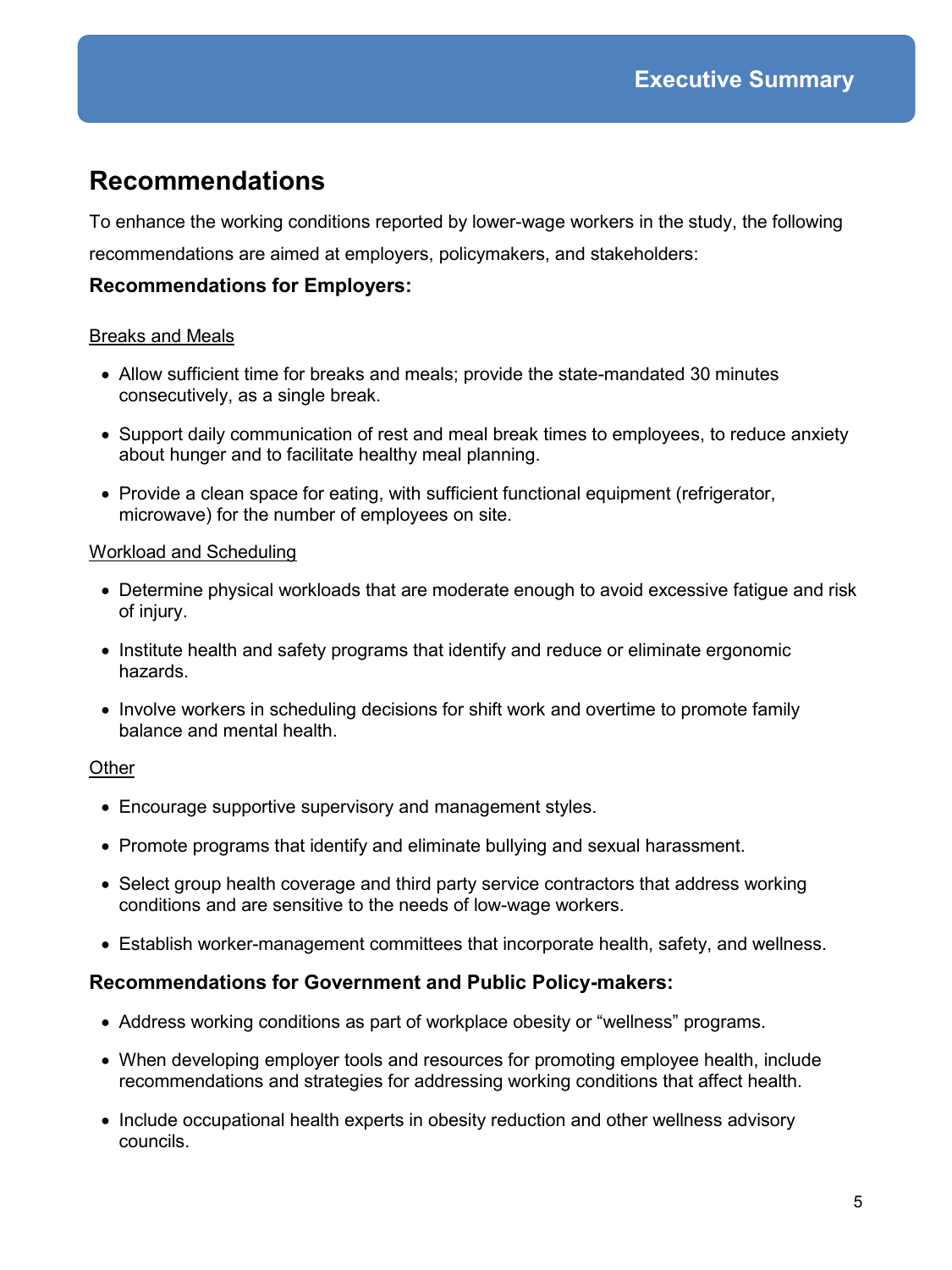## Recommendations

To enhance the working conditions reported by lower-wage workers in the study, the following recommendations are aimed at employers, policymakers, and stakeholders:

### Recommendations for Employers:

Breaks and Meals

- Allow sufficient time for breaks and meals; provide the state-mandated 30 minutes consecutively, as a single break.
- Support daily communication of rest and meal break times to employees, to reduce anxiety about hunger and to facilitate healthy meal planning.
- Provide a clean space for eating, with sufficient functional equipment (refrigerator, microwave) for the number of employees on site.

Workload and Scheduling

- Determine physical workloads that are moderate enough to avoid excessive fatigue and risk of injury.
- Institute health and safety programs that identify and reduce or eliminate ergonomic hazards.
- Involve workers in scheduling decisions for shift work and overtime to promote family balance and mental health.

Other

- Encourage supportive supervisory and management styles.
- Promote programs that identify and eliminate bullying and sexual harassment.
- Select group health coverage and third party service contractors that address working conditions and are sensitive to the needs of low-wage workers.
- Establish worker-management committees that incorporate health, safety, and wellness.

### Recommendations for Government and Public Policy-makers:

- Address working conditions as part of workplace obesity or "wellness" programs.
- When developing employer tools and resources for promoting employee health, include recommendations and strategies for addressing working conditions that affect health.
- Include occupational health experts in obesity reduction and other wellness advisory councils.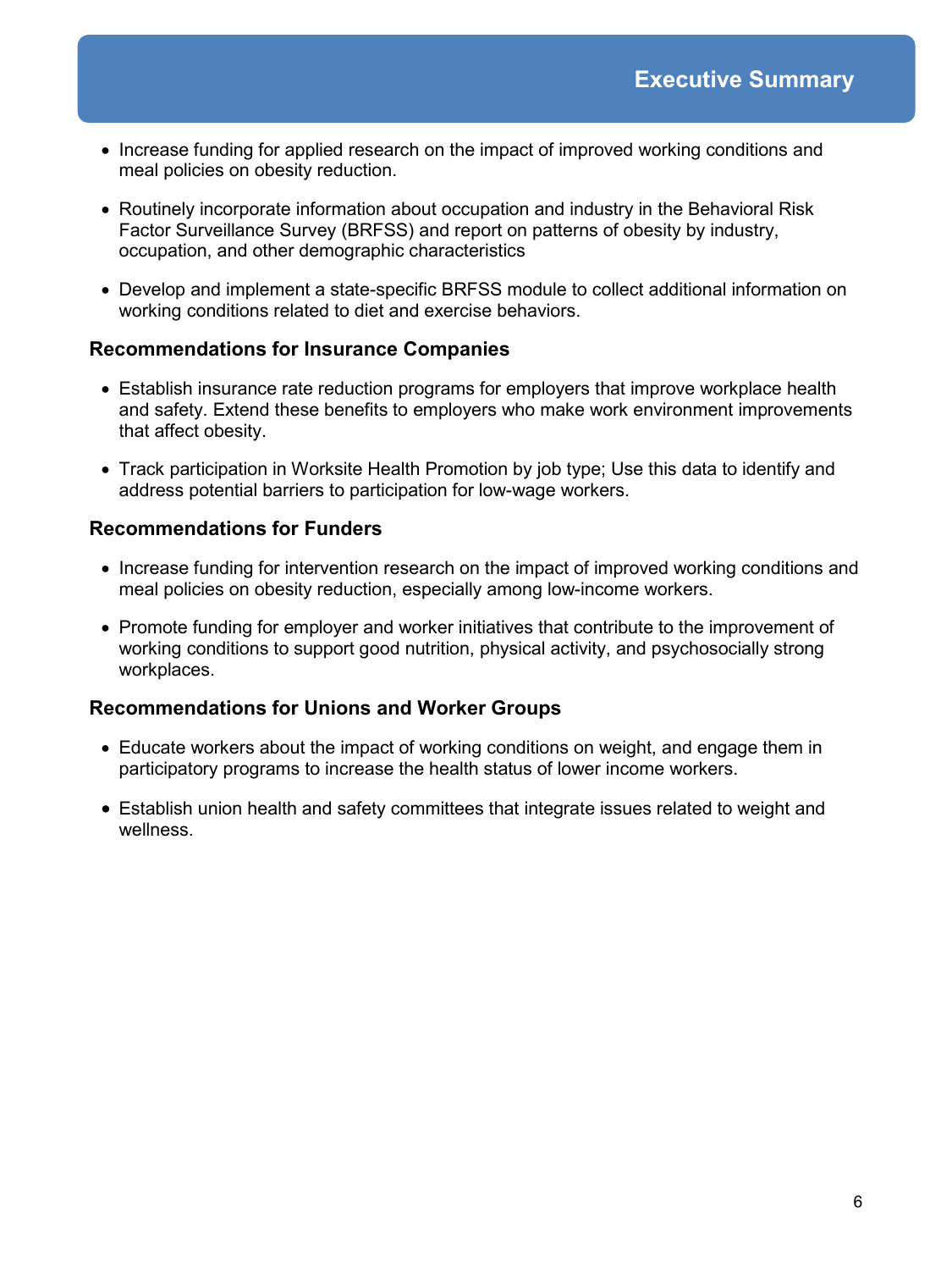- Increase funding for applied research on the impact of improved working conditions and meal policies on obesity reduction.
- Routinely incorporate information about occupation and industry in the Behavioral Risk Factor Surveillance Survey (BRFSS) and report on patterns of obesity by industry, occupation, and other demographic characteristics
- Develop and implement a state-specific BRFSS module to collect additional information on working conditions related to diet and exercise behaviors.

### Recommendations for Insurance Companies

- Establish insurance rate reduction programs for employers that improve workplace health and safety. Extend these benefits to employers who make work environment improvements that affect obesity.
- Track participation in Worksite Health Promotion by job type; Use this data to identify and address potential barriers to participation for low-wage workers.

### Recommendations for Funders

- Increase funding for intervention research on the impact of improved working conditions and meal policies on obesity reduction, especially among low-income workers.
- Promote funding for employer and worker initiatives that contribute to the improvement of working conditions to support good nutrition, physical activity, and psychosocially strong workplaces.

### Recommendations for Unions and Worker Groups

- Educate workers about the impact of working conditions on weight, and engage them in participatory programs to increase the health status of lower income workers.
- Establish union health and safety committees that integrate issues related to weight and wellness.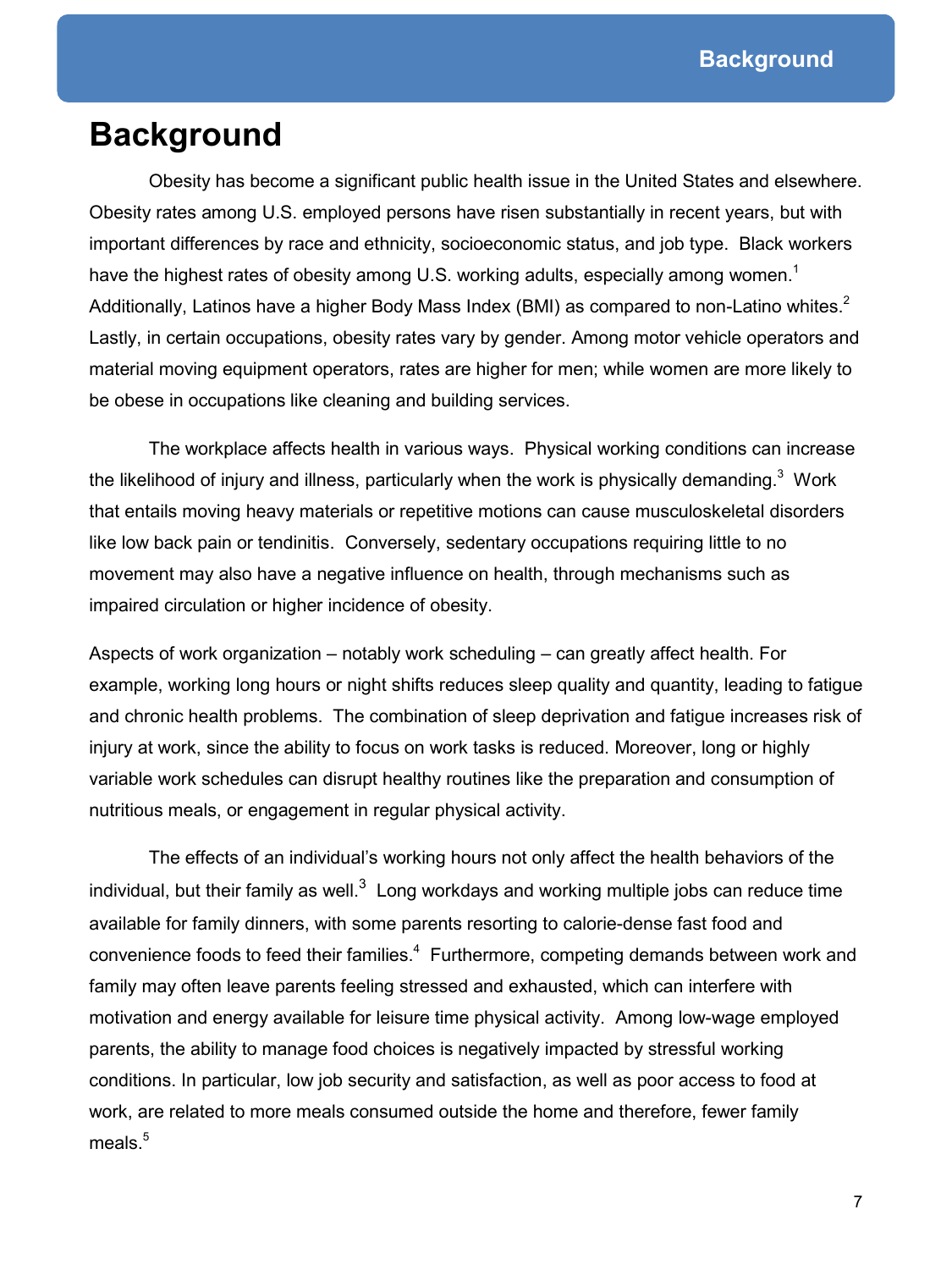# Background

Obesity has become a significant public health issue in the United States and elsewhere. Obesity rates among U.S. employed persons have risen substantially in recent years, but with important differences by race and ethnicity, socioeconomic status, and job type. Black workers have the highest rates of obesity among U.S. working adults, especially among women.[1] Additionally, Latinos have a higher Body Mass Index (BMI) as compared to non-Latino whites.[2] Lastly, in certain occupations, obesity rates vary by gender. Among motor vehicle operators and material moving equipment operators, rates are higher for men; while women are more likely to be obese in occupations like cleaning and building services.

The workplace affects health in various ways. Physical working conditions can increase the likelihood of injury and illness, particularly when the work is physically demanding.[3] Work that entails moving heavy materials or repetitive motions can cause musculoskeletal disorders like low back pain or tendinitis. Conversely, sedentary occupations requiring little to no movement may also have a negative influence on health, through mechanisms such as impaired circulation or higher incidence of obesity.

Aspects of work organization – notably work scheduling – can greatly affect health. For example, working long hours or night shifts reduces sleep quality and quantity, leading to fatigue and chronic health problems. The combination of sleep deprivation and fatigue increases risk of injury at work, since the ability to focus on work tasks is reduced. Moreover, long or highly variable work schedules can disrupt healthy routines like the preparation and consumption of nutritious meals, or engagement in regular physical activity.

The effects of an individual's working hours not only affect the health behaviors of the individual, but their family as well.[3] Long workdays and working multiple jobs can reduce time available for family dinners, with some parents resorting to calorie-dense fast food and convenience foods to feed their families.[4] Furthermore, competing demands between work and family may often leave parents feeling stressed and exhausted, which can interfere with motivation and energy available for leisure time physical activity. Among low-wage employed parents, the ability to manage food choices is negatively impacted by stressful working conditions. In particular, low job security and satisfaction, as well as poor access to food at work, are related to more meals consumed outside the home and therefore, fewer family meals.[5]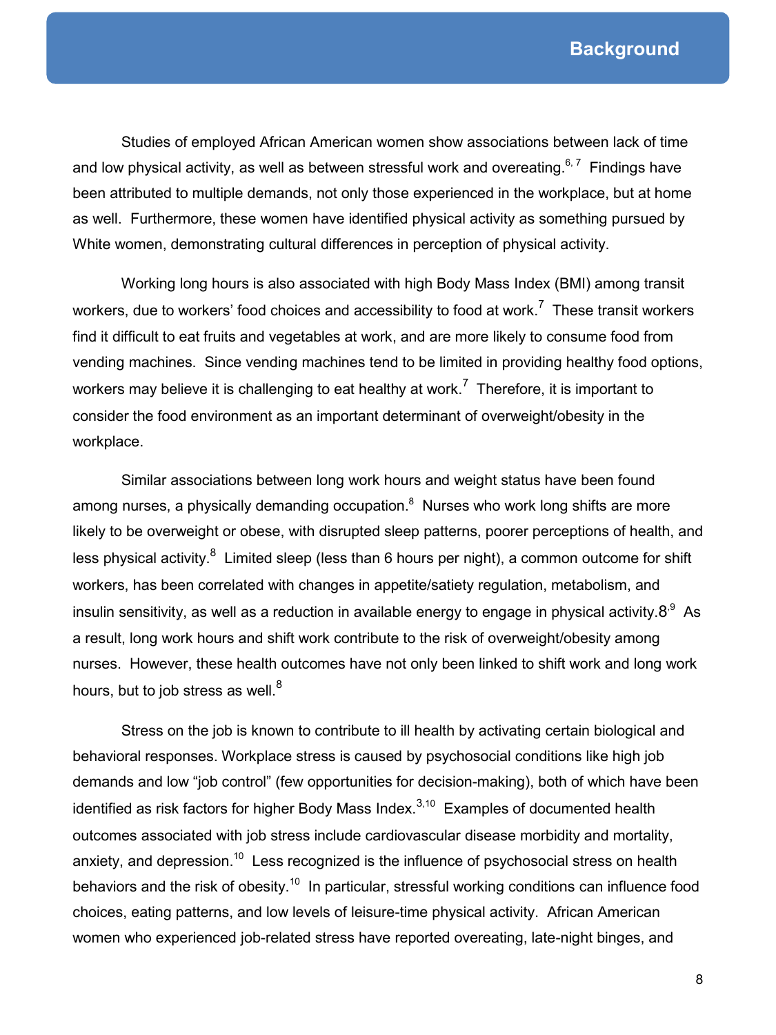Studies of employed African American women show associations between lack of time and low physical activity, as well as between stressful work and overeating.[6, 7] Findings have been attributed to multiple demands, not only those experienced in the workplace, but at home as well. Furthermore, these women have identified physical activity as something pursued by White women, demonstrating cultural differences in perception of physical activity.

Working long hours is also associated with high Body Mass Index (BMI) among transit workers, due to workers' food choices and accessibility to food at work.[7] These transit workers find it difficult to eat fruits and vegetables at work, and are more likely to consume food from vending machines. Since vending machines tend to be limited in providing healthy food options, workers may believe it is challenging to eat healthy at work.[7] Therefore, it is important to consider the food environment as an important determinant of overweight/obesity in the workplace.

Similar associations between long work hours and weight status have been found among nurses, a physically demanding occupation.[8] Nurses who work long shifts are more likely to be overweight or obese, with disrupted sleep patterns, poorer perceptions of health, and less physical activity.[8] Limited sleep (less than 6 hours per night), a common outcome for shift workers, has been correlated with changes in appetite/satiety regulation, metabolism, and insulin sensitivity, as well as a reduction in available energy to engage in physical activity.8[,9] As a result, long work hours and shift work contribute to the risk of overweight/obesity among nurses. However, these health outcomes have not only been linked to shift work and long work hours, but to job stress as well.[8]

Stress on the job is known to contribute to ill health by activating certain biological and behavioral responses. Workplace stress is caused by psychosocial conditions like high job demands and low "job control" (few opportunities for decision-making), both of which have been identified as risk factors for higher Body Mass Index.[3,10] Examples of documented health outcomes associated with job stress include cardiovascular disease morbidity and mortality, anxiety, and depression.[10] Less recognized is the influence of psychosocial stress on health behaviors and the risk of obesity.[10] In particular, stressful working conditions can influence food choices, eating patterns, and low levels of leisure-time physical activity. African American women who experienced job-related stress have reported overeating, late-night binges, and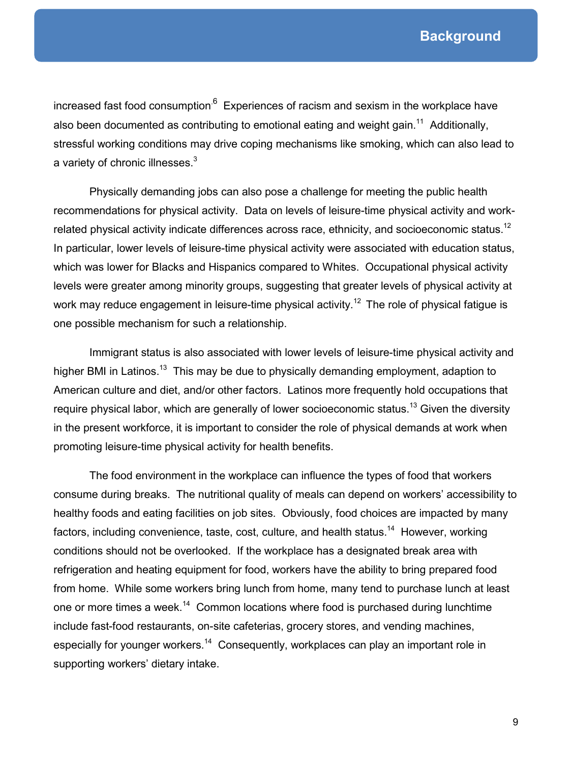increased fast food consumption.[6] Experiences of racism and sexism in the workplace have also been documented as contributing to emotional eating and weight gain.[11] Additionally, stressful working conditions may drive coping mechanisms like smoking, which can also lead to a variety of chronic illnesses.[3]

Physically demanding jobs can also pose a challenge for meeting the public health recommendations for physical activity. Data on levels of leisure-time physical activity and work-related physical activity indicate differences across race, ethnicity, and socioeconomic status.[12] In particular, lower levels of leisure-time physical activity were associated with education status, which was lower for Blacks and Hispanics compared to Whites. Occupational physical activity levels were greater among minority groups, suggesting that greater levels of physical activity at work may reduce engagement in leisure-time physical activity.[12] The role of physical fatigue is one possible mechanism for such a relationship.

Immigrant status is also associated with lower levels of leisure-time physical activity and higher BMI in Latinos.[13] This may be due to physically demanding employment, adaption to American culture and diet, and/or other factors. Latinos more frequently hold occupations that require physical labor, which are generally of lower socioeconomic status.[13] Given the diversity in the present workforce, it is important to consider the role of physical demands at work when promoting leisure-time physical activity for health benefits.

The food environment in the workplace can influence the types of food that workers consume during breaks. The nutritional quality of meals can depend on workers' accessibility to healthy foods and eating facilities on job sites. Obviously, food choices are impacted by many factors, including convenience, taste, cost, culture, and health status.[14] However, working conditions should not be overlooked. If the workplace has a designated break area with refrigeration and heating equipment for food, workers have the ability to bring prepared food from home. While some workers bring lunch from home, many tend to purchase lunch at least one or more times a week.[14] Common locations where food is purchased during lunchtime include fast-food restaurants, on-site cafeterias, grocery stores, and vending machines, especially for younger workers.[14] Consequently, workplaces can play an important role in supporting workers' dietary intake.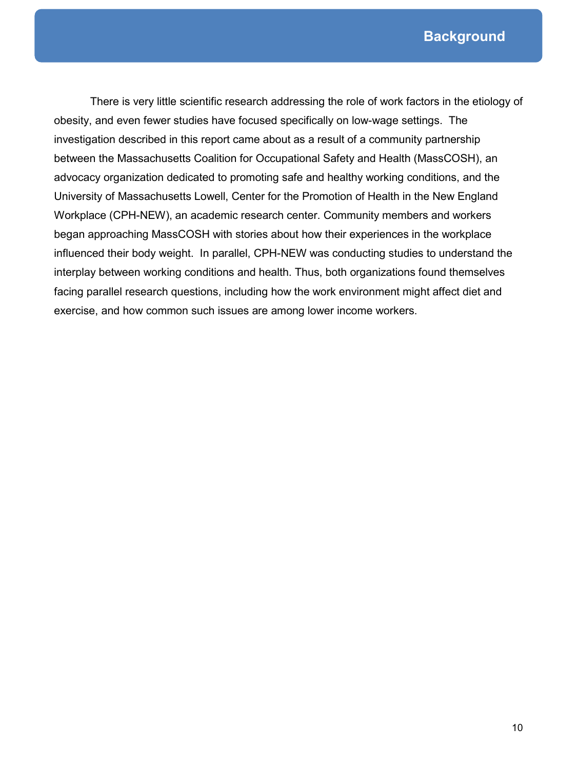# Background

There is very little scientific research addressing the role of work factors in the etiology of obesity, and even fewer studies have focused specifically on low-wage settings. The investigation described in this report came about as a result of a community partnership between the Massachusetts Coalition for Occupational Safety and Health (MassCOSH), an advocacy organization dedicated to promoting safe and healthy working conditions, and the University of Massachusetts Lowell, Center for the Promotion of Health in the New England Workplace (CPH-NEW), an academic research center. Community members and workers began approaching MassCOSH with stories about how their experiences in the workplace influenced their body weight. In parallel, CPH-NEW was conducting studies to understand the interplay between working conditions and health. Thus, both organizations found themselves facing parallel research questions, including how the work environment might affect diet and exercise, and how common such issues are among lower income workers.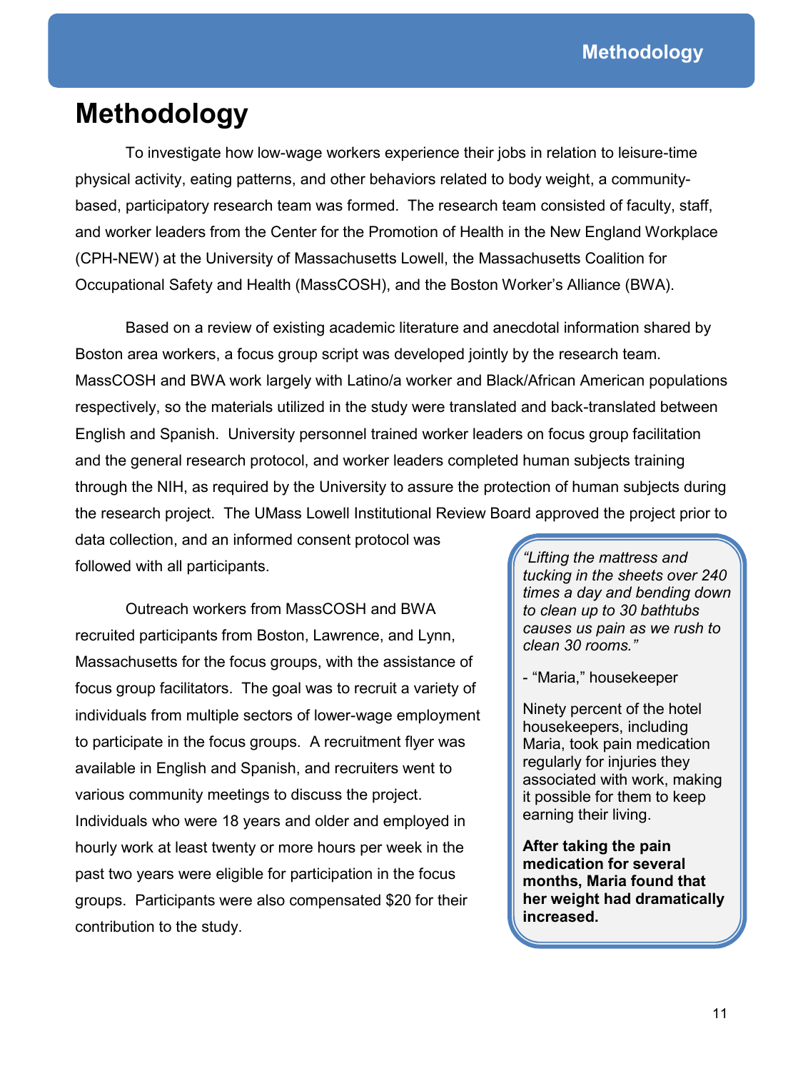# Methodology

To investigate how low-wage workers experience their jobs in relation to leisure-time physical activity, eating patterns, and other behaviors related to body weight, a community-based, participatory research team was formed. The research team consisted of faculty, staff, and worker leaders from the Center for the Promotion of Health in the New England Workplace (CPH-NEW) at the University of Massachusetts Lowell, the Massachusetts Coalition for Occupational Safety and Health (MassCOSH), and the Boston Worker's Alliance (BWA).

Based on a review of existing academic literature and anecdotal information shared by Boston area workers, a focus group script was developed jointly by the research team. MassCOSH and BWA work largely with Latino/a worker and Black/African American populations respectively, so the materials utilized in the study were translated and back-translated between English and Spanish. University personnel trained worker leaders on focus group facilitation and the general research protocol, and worker leaders completed human subjects training through the NIH, as required by the University to assure the protection of human subjects during the research project. The UMass Lowell Institutional Review Board approved the project prior to data collection, and an informed consent protocol was followed with all participants.

Outreach workers from MassCOSH and BWA recruited participants from Boston, Lawrence, and Lynn, Massachusetts for the focus groups, with the assistance of focus group facilitators. The goal was to recruit a variety of individuals from multiple sectors of lower-wage employment to participate in the focus groups. A recruitment flyer was available in English and Spanish, and recruiters went to various community meetings to discuss the project. Individuals who were 18 years and older and employed in hourly work at least twenty or more hours per week in the past two years were eligible for participation in the focus groups. Participants were also compensated $20 for their contribution to the study.

> *"Lifting the mattress and tucking in the sheets over 240 times a day and bending down to clean up to 30 bathtubs causes us pain as we rush to clean 30 rooms."*
>
> - "Maria," housekeeper
>
> Ninety percent of the hotel housekeepers, including Maria, took pain medication regularly for injuries they associated with work, making it possible for them to keep earning their living.
>
> **After taking the pain medication for several months, Maria found that her weight had dramatically increased.**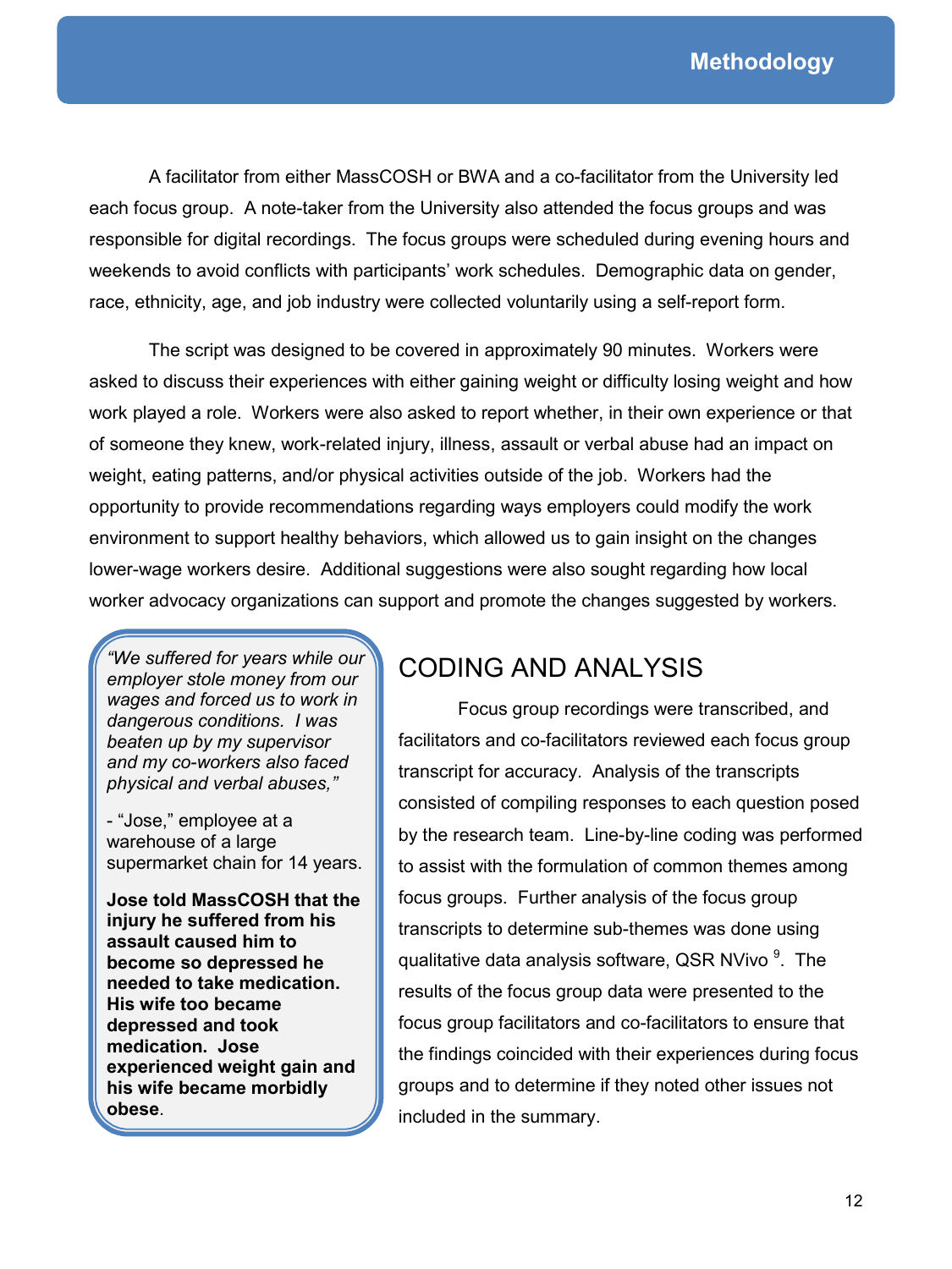A facilitator from either MassCOSH or BWA and a co-facilitator from the University led each focus group. A note-taker from the University also attended the focus groups and was responsible for digital recordings. The focus groups were scheduled during evening hours and weekends to avoid conflicts with participants' work schedules. Demographic data on gender, race, ethnicity, age, and job industry were collected voluntarily using a self-report form.

The script was designed to be covered in approximately 90 minutes. Workers were asked to discuss their experiences with either gaining weight or difficulty losing weight and how work played a role. Workers were also asked to report whether, in their own experience or that of someone they knew, work-related injury, illness, assault or verbal abuse had an impact on weight, eating patterns, and/or physical activities outside of the job. Workers had the opportunity to provide recommendations regarding ways employers could modify the work environment to support healthy behaviors, which allowed us to gain insight on the changes lower-wage workers desire. Additional suggestions were also sought regarding how local worker advocacy organizations can support and promote the changes suggested by workers.

> *"We suffered for years while our employer stole money from our wages and forced us to work in dangerous conditions. I was beaten up by my supervisor and my co-workers also faced physical and verbal abuses,"*
>
> \- "Jose," employee at a warehouse of a large supermarket chain for 14 years.
>
> **Jose told MassCOSH that the injury he suffered from his assault caused him to become so depressed he needed to take medication. His wife too became depressed and took medication. Jose experienced weight gain and his wife became morbidly obese**.

## CODING AND ANALYSIS

Focus group recordings were transcribed, and facilitators and co-facilitators reviewed each focus group transcript for accuracy. Analysis of the transcripts consisted of compiling responses to each question posed by the research team. Line-by-line coding was performed to assist with the formulation of common themes among focus groups. Further analysis of the focus group transcripts to determine sub-themes was done using qualitative data analysis software, QSR NVivo [9]. The results of the focus group data were presented to the focus group facilitators and co-facilitators to ensure that the findings coincided with their experiences during focus groups and to determine if they noted other issues not included in the summary.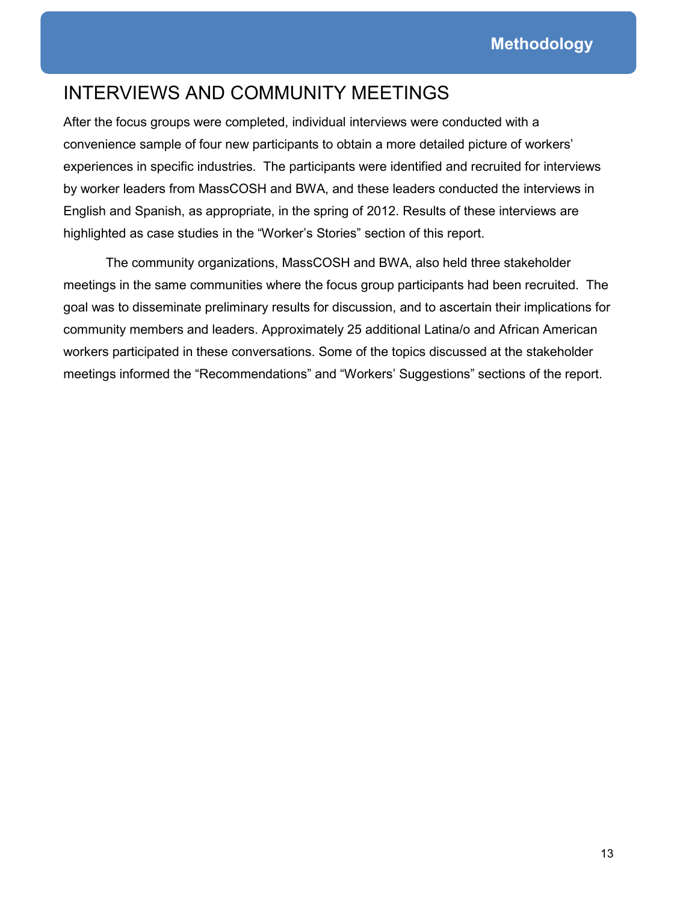## INTERVIEWS AND COMMUNITY MEETINGS

After the focus groups were completed, individual interviews were conducted with a convenience sample of four new participants to obtain a more detailed picture of workers' experiences in specific industries. The participants were identified and recruited for interviews by worker leaders from MassCOSH and BWA, and these leaders conducted the interviews in English and Spanish, as appropriate, in the spring of 2012. Results of these interviews are highlighted as case studies in the "Worker's Stories" section of this report.

The community organizations, MassCOSH and BWA, also held three stakeholder meetings in the same communities where the focus group participants had been recruited. The goal was to disseminate preliminary results for discussion, and to ascertain their implications for community members and leaders. Approximately 25 additional Latina/o and African American workers participated in these conversations. Some of the topics discussed at the stakeholder meetings informed the "Recommendations" and "Workers' Suggestions" sections of the report.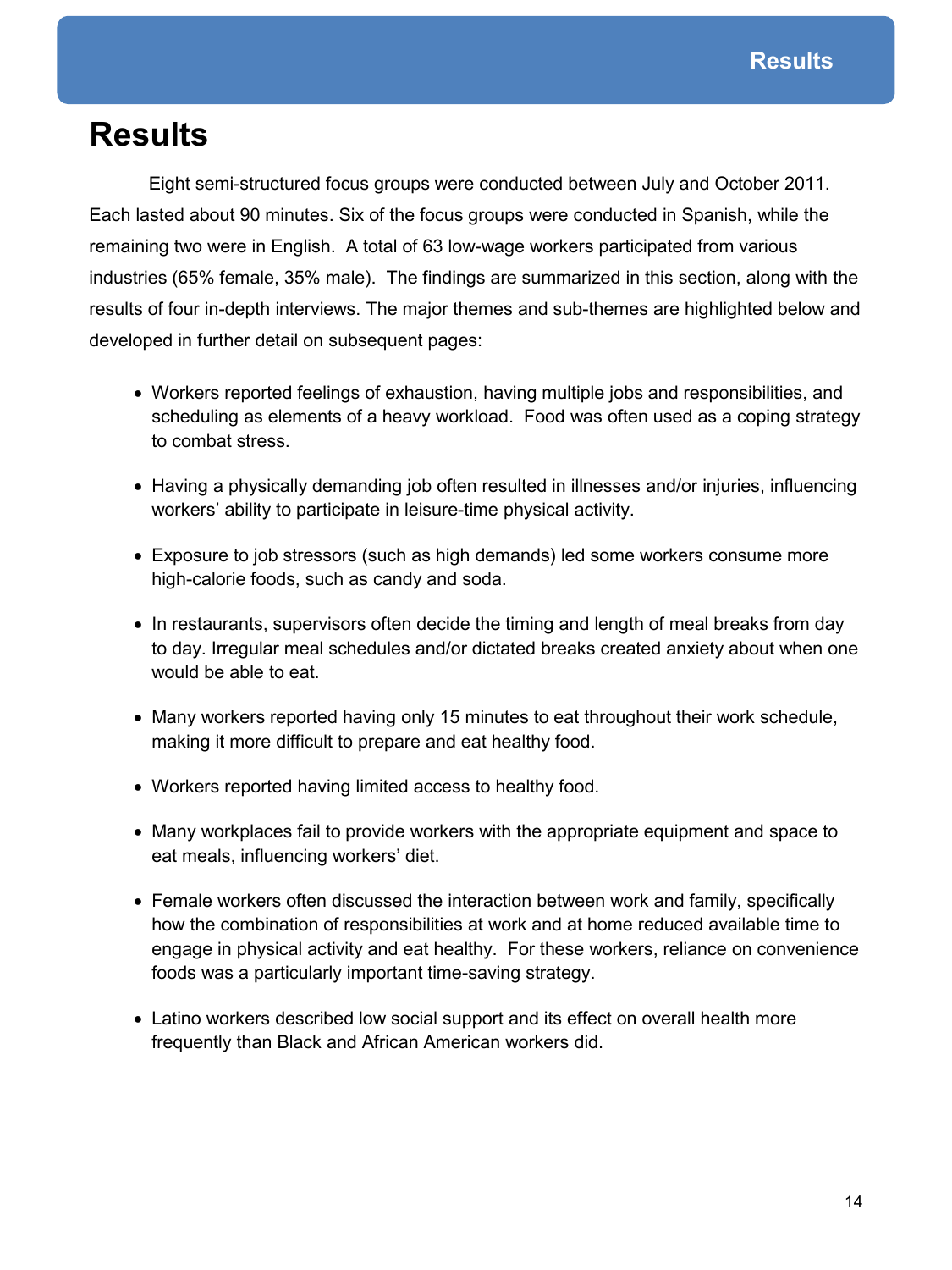# Results

Eight semi-structured focus groups were conducted between July and October 2011. Each lasted about 90 minutes. Six of the focus groups were conducted in Spanish, while the remaining two were in English. A total of 63 low-wage workers participated from various industries (65% female, 35% male). The findings are summarized in this section, along with the results of four in-depth interviews. The major themes and sub-themes are highlighted below and developed in further detail on subsequent pages:

- Workers reported feelings of exhaustion, having multiple jobs and responsibilities, and scheduling as elements of a heavy workload. Food was often used as a coping strategy to combat stress.
- Having a physically demanding job often resulted in illnesses and/or injuries, influencing workers' ability to participate in leisure-time physical activity.
- Exposure to job stressors (such as high demands) led some workers consume more high-calorie foods, such as candy and soda.
- In restaurants, supervisors often decide the timing and length of meal breaks from day to day. Irregular meal schedules and/or dictated breaks created anxiety about when one would be able to eat.
- Many workers reported having only 15 minutes to eat throughout their work schedule, making it more difficult to prepare and eat healthy food.
- Workers reported having limited access to healthy food.
- Many workplaces fail to provide workers with the appropriate equipment and space to eat meals, influencing workers' diet.
- Female workers often discussed the interaction between work and family, specifically how the combination of responsibilities at work and at home reduced available time to engage in physical activity and eat healthy. For these workers, reliance on convenience foods was a particularly important time-saving strategy.
- Latino workers described low social support and its effect on overall health more frequently than Black and African American workers did.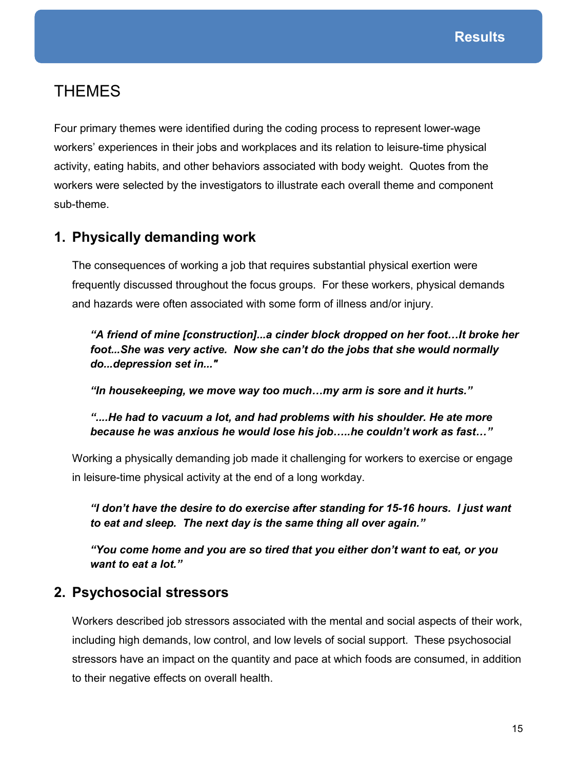## THEMES

Four primary themes were identified during the coding process to represent lower-wage workers' experiences in their jobs and workplaces and its relation to leisure-time physical activity, eating habits, and other behaviors associated with body weight. Quotes from the workers were selected by the investigators to illustrate each overall theme and component sub-theme.

### 1. Physically demanding work

The consequences of working a job that requires substantial physical exertion were frequently discussed throughout the focus groups. For these workers, physical demands and hazards were often associated with some form of illness and/or injury.

***"A friend of mine [construction]...a cinder block dropped on her foot…It broke her foot...She was very active. Now she can't do the jobs that she would normally do...depression set in..."***

***"In housekeeping, we move way too much…my arm is sore and it hurts."***

***"....He had to vacuum a lot, and had problems with his shoulder. He ate more because he was anxious he would lose his job…..he couldn't work as fast…"***

Working a physically demanding job made it challenging for workers to exercise or engage in leisure-time physical activity at the end of a long workday.

***"I don't have the desire to do exercise after standing for 15-16 hours. I just want to eat and sleep. The next day is the same thing all over again."***

***"You come home and you are so tired that you either don't want to eat, or you want to eat a lot."***

### 2. Psychosocial stressors

Workers described job stressors associated with the mental and social aspects of their work, including high demands, low control, and low levels of social support. These psychosocial stressors have an impact on the quantity and pace at which foods are consumed, in addition to their negative effects on overall health.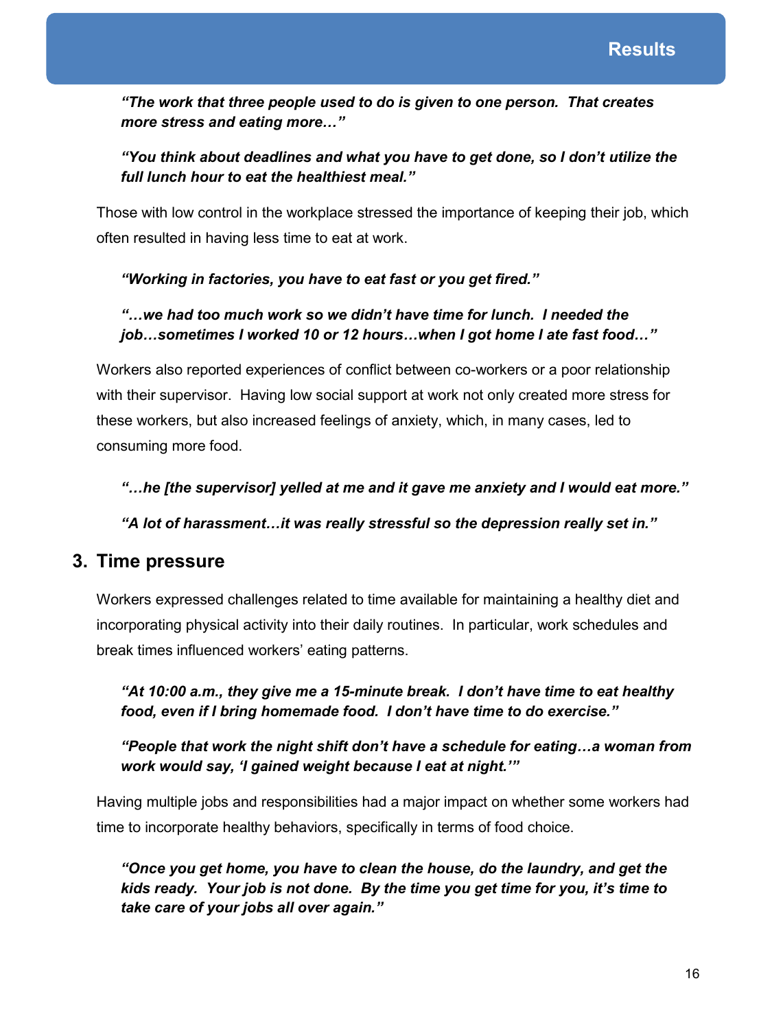***"The work that three people used to do is given to one person. That creates more stress and eating more…"***

***"You think about deadlines and what you have to get done, so I don't utilize the full lunch hour to eat the healthiest meal."***

Those with low control in the workplace stressed the importance of keeping their job, which often resulted in having less time to eat at work.

***"Working in factories, you have to eat fast or you get fired."***

***"…we had too much work so we didn't have time for lunch. I needed the job…sometimes I worked 10 or 12 hours…when I got home I ate fast food…"***

Workers also reported experiences of conflict between co-workers or a poor relationship with their supervisor. Having low social support at work not only created more stress for these workers, but also increased feelings of anxiety, which, in many cases, led to consuming more food.

***"…he [the supervisor] yelled at me and it gave me anxiety and I would eat more."***

***"A lot of harassment…it was really stressful so the depression really set in."***

## 3. Time pressure

Workers expressed challenges related to time available for maintaining a healthy diet and incorporating physical activity into their daily routines. In particular, work schedules and break times influenced workers' eating patterns.

***"At 10:00 a.m., they give me a 15-minute break. I don't have time to eat healthy food, even if I bring homemade food. I don't have time to do exercise."***

***"People that work the night shift don't have a schedule for eating…a woman from work would say, 'I gained weight because I eat at night.'"***

Having multiple jobs and responsibilities had a major impact on whether some workers had time to incorporate healthy behaviors, specifically in terms of food choice.

***"Once you get home, you have to clean the house, do the laundry, and get the kids ready. Your job is not done. By the time you get time for you, it's time to take care of your jobs all over again."***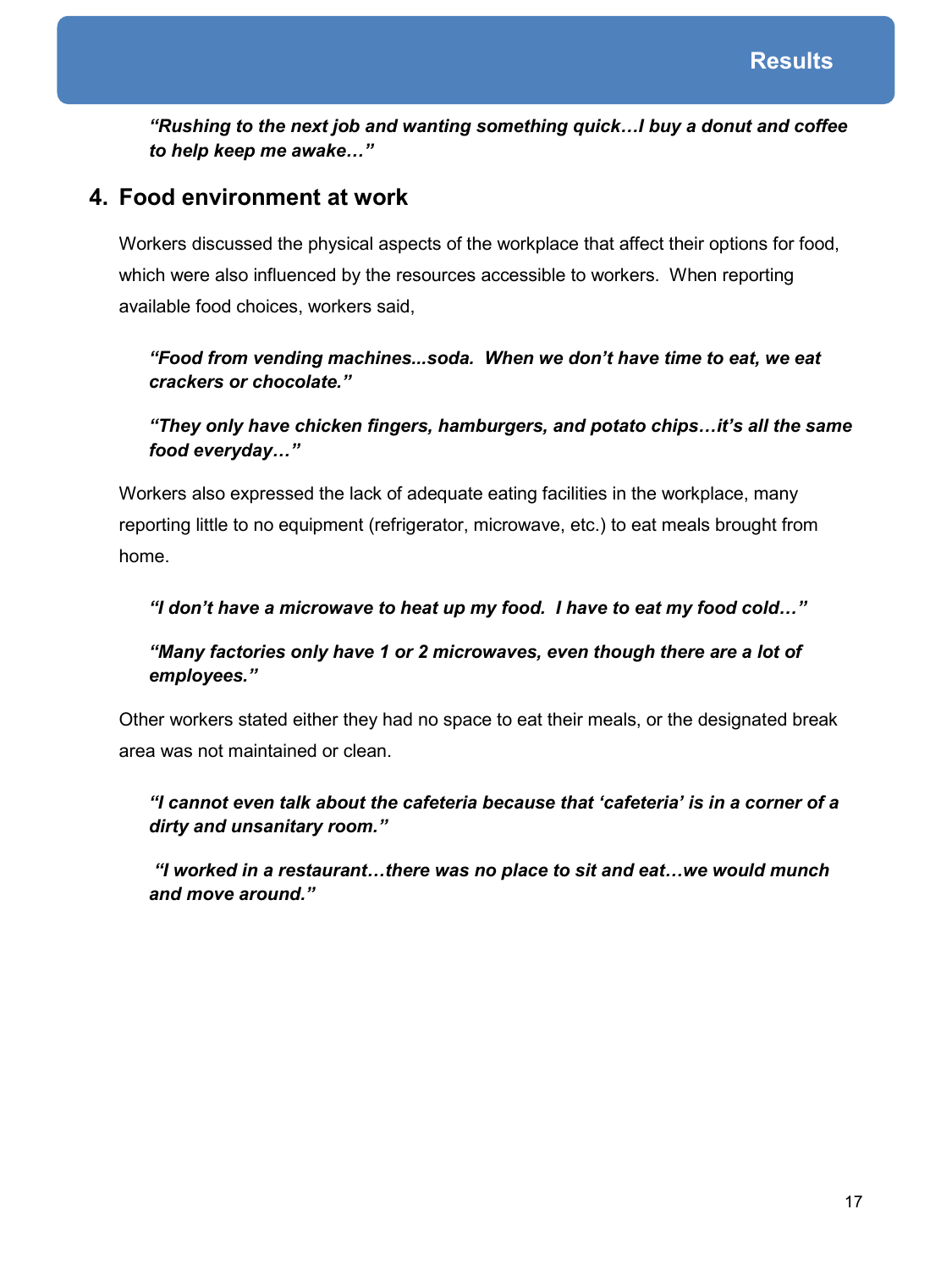***"Rushing to the next job and wanting something quick…I buy a donut and coffee to help keep me awake…"***

## 4. Food environment at work

Workers discussed the physical aspects of the workplace that affect their options for food, which were also influenced by the resources accessible to workers. When reporting available food choices, workers said,

> ***"Food from vending machines...soda. When we don't have time to eat, we eat crackers or chocolate."***

> ***"They only have chicken fingers, hamburgers, and potato chips…it's all the same food everyday…"***

Workers also expressed the lack of adequate eating facilities in the workplace, many reporting little to no equipment (refrigerator, microwave, etc.) to eat meals brought from home.

> ***"I don't have a microwave to heat up my food. I have to eat my food cold…"***

> ***"Many factories only have 1 or 2 microwaves, even though there are a lot of employees."***

Other workers stated either they had no space to eat their meals, or the designated break area was not maintained or clean.

> ***"I cannot even talk about the cafeteria because that 'cafeteria' is in a corner of a dirty and unsanitary room."***

> ***"I worked in a restaurant…there was no place to sit and eat…we would munch and move around."***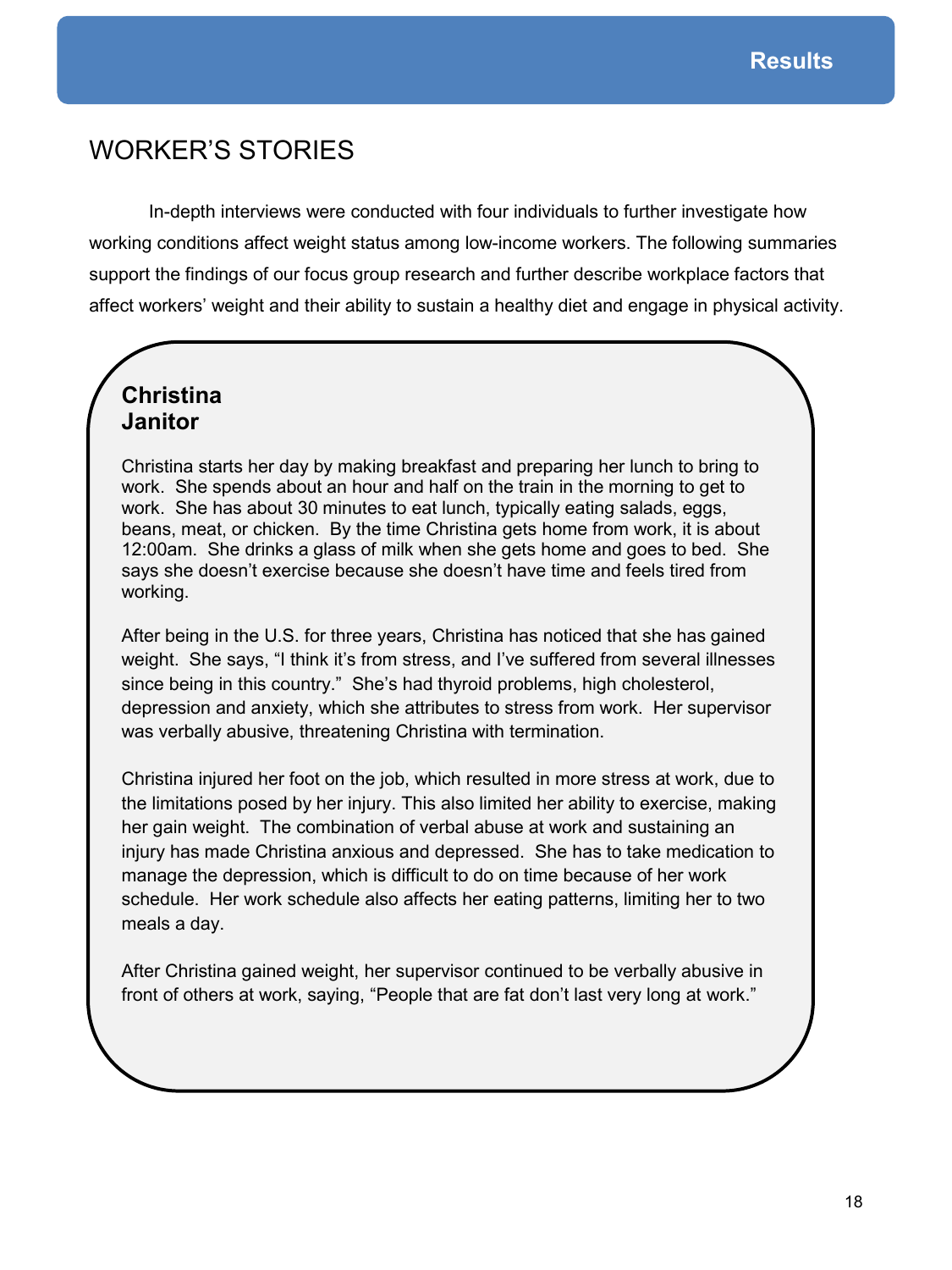## WORKER'S STORIES

In-depth interviews were conducted with four individuals to further investigate how working conditions affect weight status among low-income workers. The following summaries support the findings of our focus group research and further describe workplace factors that affect workers' weight and their ability to sustain a healthy diet and engage in physical activity.

### Christina
### Janitor

Christina starts her day by making breakfast and preparing her lunch to bring to work. She spends about an hour and half on the train in the morning to get to work. She has about 30 minutes to eat lunch, typically eating salads, eggs, beans, meat, or chicken. By the time Christina gets home from work, it is about 12:00am. She drinks a glass of milk when she gets home and goes to bed. She says she doesn't exercise because she doesn't have time and feels tired from working.

After being in the U.S. for three years, Christina has noticed that she has gained weight. She says, "I think it's from stress, and I've suffered from several illnesses since being in this country." She's had thyroid problems, high cholesterol, depression and anxiety, which she attributes to stress from work. Her supervisor was verbally abusive, threatening Christina with termination.

Christina injured her foot on the job, which resulted in more stress at work, due to the limitations posed by her injury. This also limited her ability to exercise, making her gain weight. The combination of verbal abuse at work and sustaining an injury has made Christina anxious and depressed. She has to take medication to manage the depression, which is difficult to do on time because of her work schedule. Her work schedule also affects her eating patterns, limiting her to two meals a day.

After Christina gained weight, her supervisor continued to be verbally abusive in front of others at work, saying, "People that are fat don't last very long at work."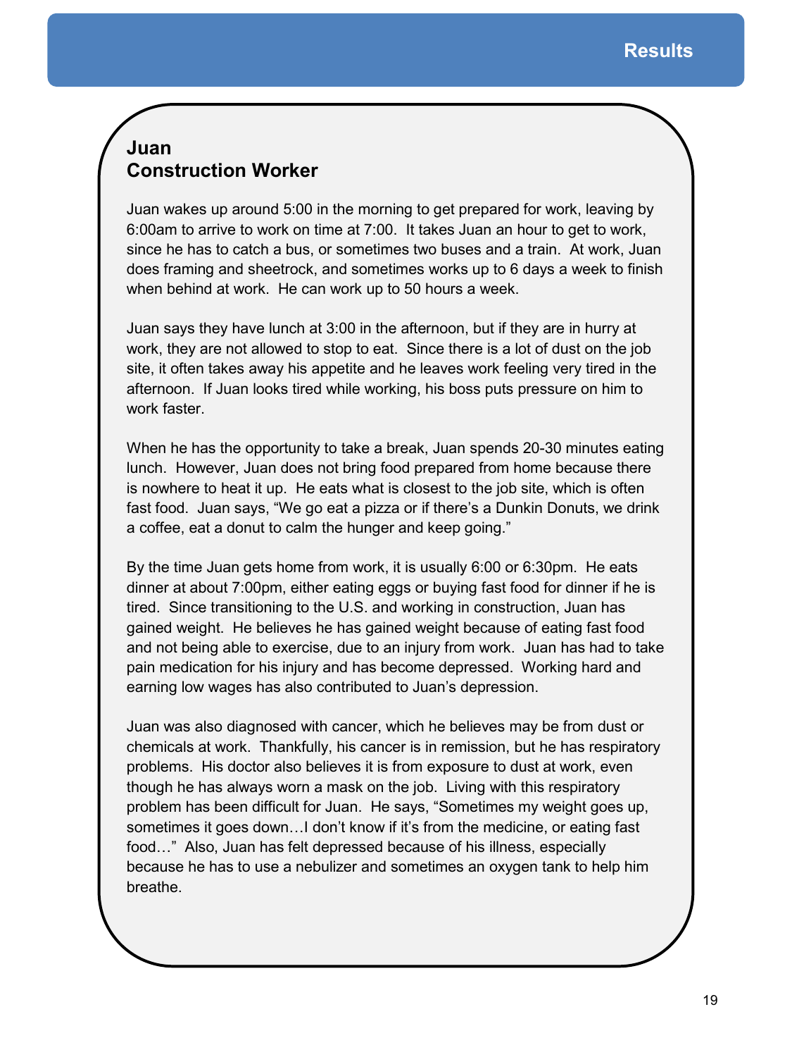## Juan
## Construction Worker

Juan wakes up around 5:00 in the morning to get prepared for work, leaving by 6:00am to arrive to work on time at 7:00. It takes Juan an hour to get to work, since he has to catch a bus, or sometimes two buses and a train. At work, Juan does framing and sheetrock, and sometimes works up to 6 days a week to finish when behind at work. He can work up to 50 hours a week.

Juan says they have lunch at 3:00 in the afternoon, but if they are in hurry at work, they are not allowed to stop to eat. Since there is a lot of dust on the job site, it often takes away his appetite and he leaves work feeling very tired in the afternoon. If Juan looks tired while working, his boss puts pressure on him to work faster.

When he has the opportunity to take a break, Juan spends 20-30 minutes eating lunch. However, Juan does not bring food prepared from home because there is nowhere to heat it up. He eats what is closest to the job site, which is often fast food. Juan says, "We go eat a pizza or if there's a Dunkin Donuts, we drink a coffee, eat a donut to calm the hunger and keep going."

By the time Juan gets home from work, it is usually 6:00 or 6:30pm. He eats dinner at about 7:00pm, either eating eggs or buying fast food for dinner if he is tired. Since transitioning to the U.S. and working in construction, Juan has gained weight. He believes he has gained weight because of eating fast food and not being able to exercise, due to an injury from work. Juan has had to take pain medication for his injury and has become depressed. Working hard and earning low wages has also contributed to Juan's depression.

Juan was also diagnosed with cancer, which he believes may be from dust or chemicals at work. Thankfully, his cancer is in remission, but he has respiratory problems. His doctor also believes it is from exposure to dust at work, even though he has always worn a mask on the job. Living with this respiratory problem has been difficult for Juan. He says, "Sometimes my weight goes up, sometimes it goes down…I don't know if it's from the medicine, or eating fast food…" Also, Juan has felt depressed because of his illness, especially because he has to use a nebulizer and sometimes an oxygen tank to help him breathe.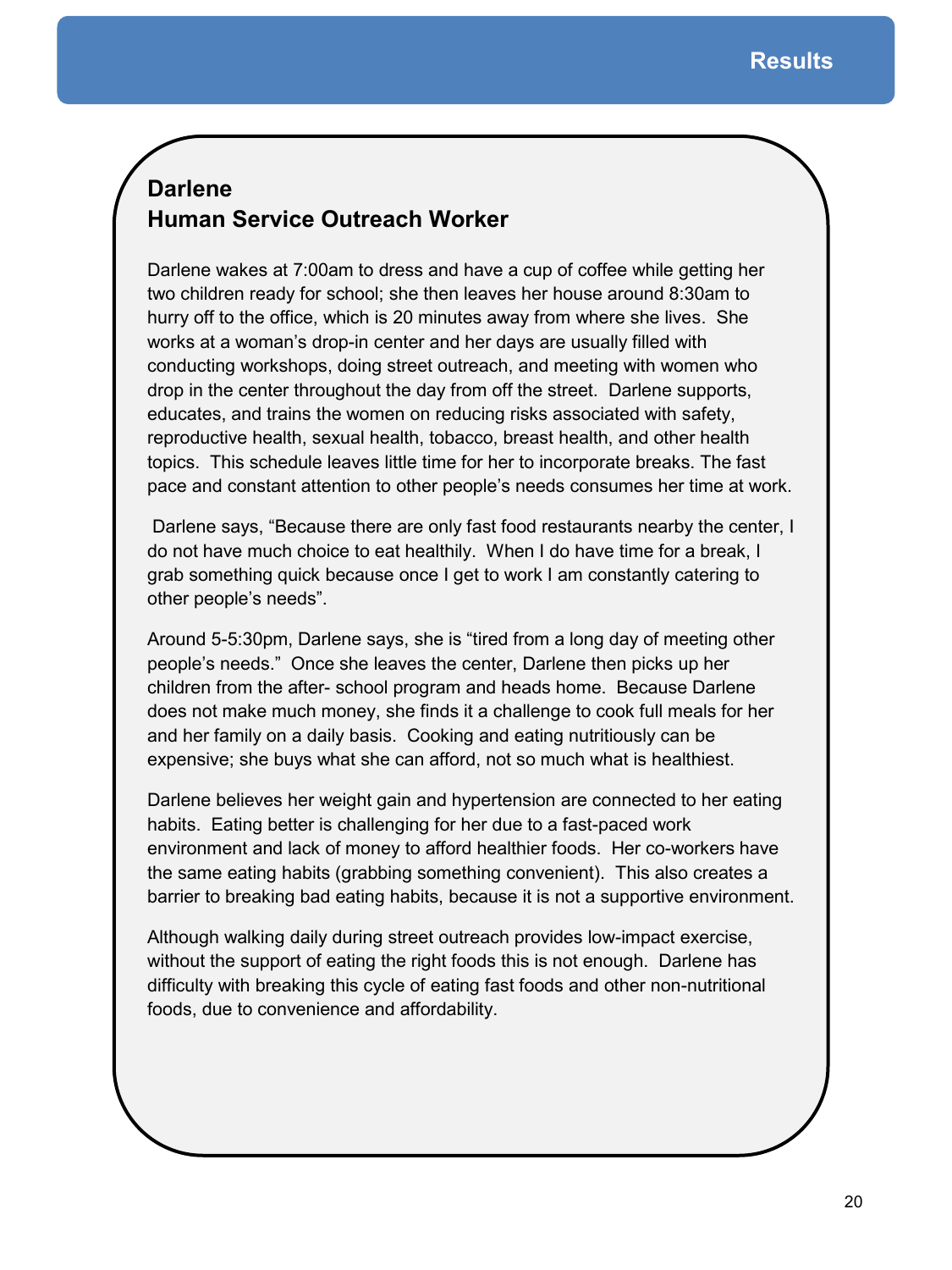# Results

## Darlene
## Human Service Outreach Worker

Darlene wakes at 7:00am to dress and have a cup of coffee while getting her two children ready for school; she then leaves her house around 8:30am to hurry off to the office, which is 20 minutes away from where she lives. She works at a woman's drop-in center and her days are usually filled with conducting workshops, doing street outreach, and meeting with women who drop in the center throughout the day from off the street. Darlene supports, educates, and trains the women on reducing risks associated with safety, reproductive health, sexual health, tobacco, breast health, and other health topics. This schedule leaves little time for her to incorporate breaks. The fast pace and constant attention to other people's needs consumes her time at work.

Darlene says, "Because there are only fast food restaurants nearby the center, I do not have much choice to eat healthily. When I do have time for a break, I grab something quick because once I get to work I am constantly catering to other people's needs".

Around 5-5:30pm, Darlene says, she is "tired from a long day of meeting other people's needs." Once she leaves the center, Darlene then picks up her children from the after- school program and heads home. Because Darlene does not make much money, she finds it a challenge to cook full meals for her and her family on a daily basis. Cooking and eating nutritiously can be expensive; she buys what she can afford, not so much what is healthiest.

Darlene believes her weight gain and hypertension are connected to her eating habits. Eating better is challenging for her due to a fast-paced work environment and lack of money to afford healthier foods. Her co-workers have the same eating habits (grabbing something convenient). This also creates a barrier to breaking bad eating habits, because it is not a supportive environment.

Although walking daily during street outreach provides low-impact exercise, without the support of eating the right foods this is not enough. Darlene has difficulty with breaking this cycle of eating fast foods and other non-nutritional foods, due to convenience and affordability.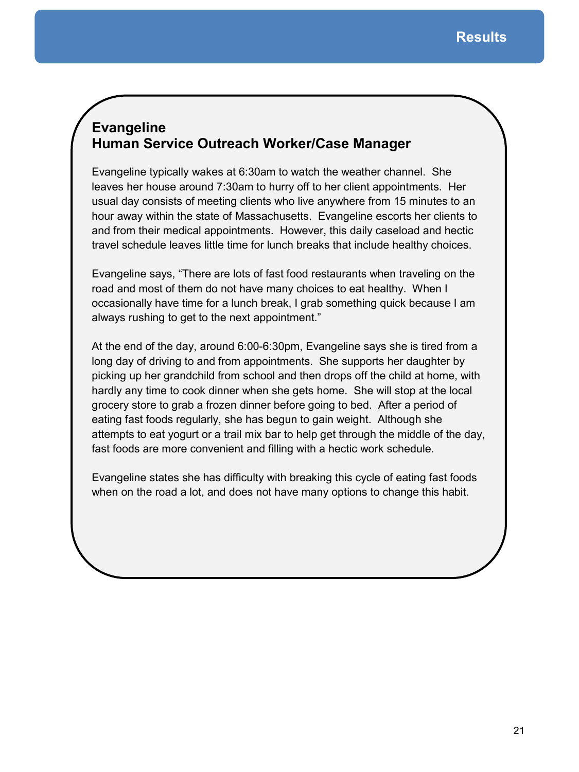## Evangeline
## Human Service Outreach Worker/Case Manager

Evangeline typically wakes at 6:30am to watch the weather channel. She leaves her house around 7:30am to hurry off to her client appointments. Her usual day consists of meeting clients who live anywhere from 15 minutes to an hour away within the state of Massachusetts. Evangeline escorts her clients to and from their medical appointments. However, this daily caseload and hectic travel schedule leaves little time for lunch breaks that include healthy choices.

Evangeline says, "There are lots of fast food restaurants when traveling on the road and most of them do not have many choices to eat healthy. When I occasionally have time for a lunch break, I grab something quick because I am always rushing to get to the next appointment."

At the end of the day, around 6:00-6:30pm, Evangeline says she is tired from a long day of driving to and from appointments. She supports her daughter by picking up her grandchild from school and then drops off the child at home, with hardly any time to cook dinner when she gets home. She will stop at the local grocery store to grab a frozen dinner before going to bed. After a period of eating fast foods regularly, she has begun to gain weight. Although she attempts to eat yogurt or a trail mix bar to help get through the middle of the day, fast foods are more convenient and filling with a hectic work schedule.

Evangeline states she has difficulty with breaking this cycle of eating fast foods when on the road a lot, and does not have many options to change this habit.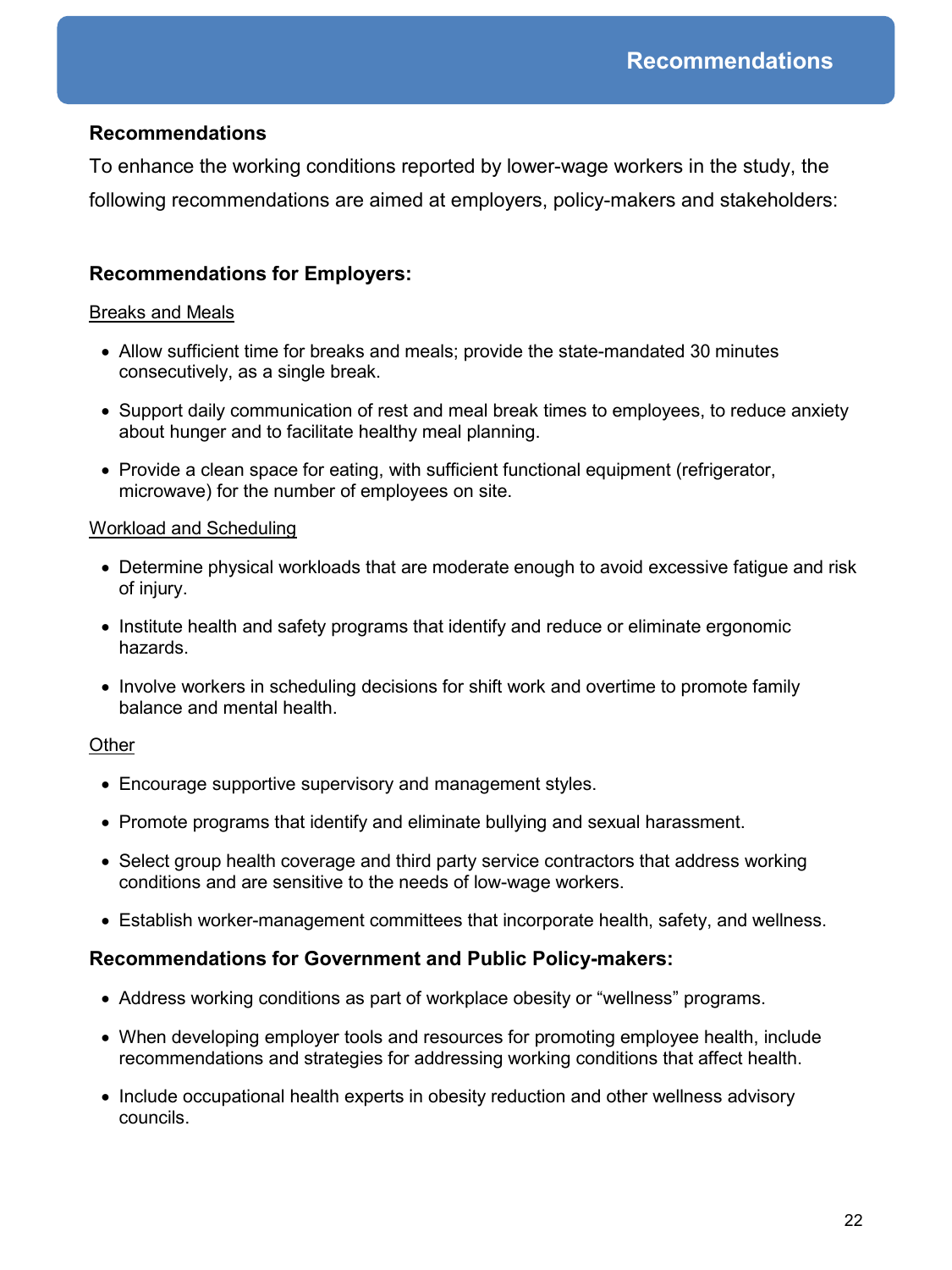## Recommendations

To enhance the working conditions reported by lower-wage workers in the study, the following recommendations are aimed at employers, policy-makers and stakeholders:

### Recommendations for Employers:

Breaks and Meals

- Allow sufficient time for breaks and meals; provide the state-mandated 30 minutes consecutively, as a single break.
- Support daily communication of rest and meal break times to employees, to reduce anxiety about hunger and to facilitate healthy meal planning.
- Provide a clean space for eating, with sufficient functional equipment (refrigerator, microwave) for the number of employees on site.

Workload and Scheduling

- Determine physical workloads that are moderate enough to avoid excessive fatigue and risk of injury.
- Institute health and safety programs that identify and reduce or eliminate ergonomic hazards.
- Involve workers in scheduling decisions for shift work and overtime to promote family balance and mental health.

Other

- Encourage supportive supervisory and management styles.
- Promote programs that identify and eliminate bullying and sexual harassment.
- Select group health coverage and third party service contractors that address working conditions and are sensitive to the needs of low-wage workers.
- Establish worker-management committees that incorporate health, safety, and wellness.

### Recommendations for Government and Public Policy-makers:

- Address working conditions as part of workplace obesity or “wellness” programs.
- When developing employer tools and resources for promoting employee health, include recommendations and strategies for addressing working conditions that affect health.
- Include occupational health experts in obesity reduction and other wellness advisory councils.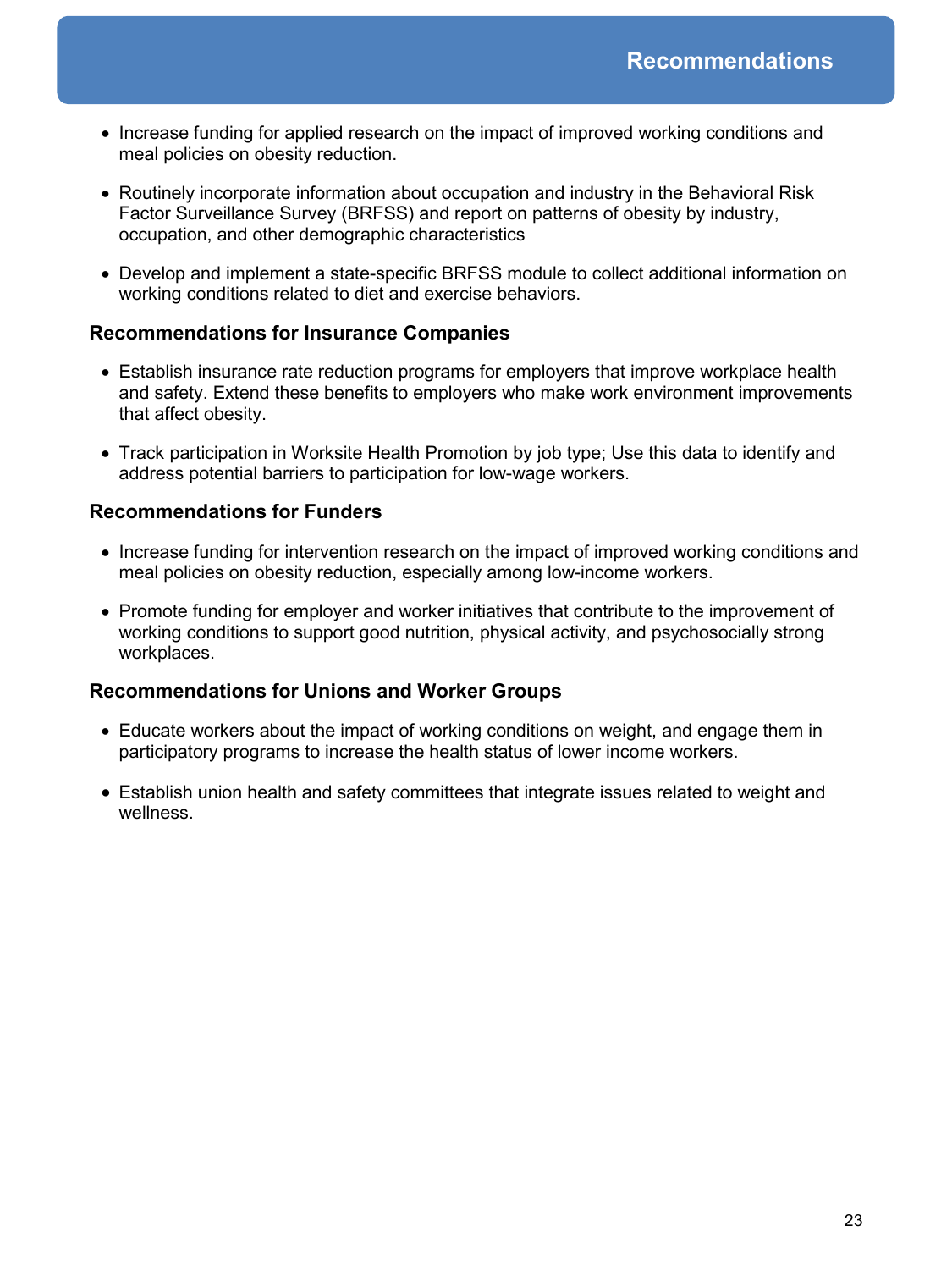## Recommendations

- Increase funding for applied research on the impact of improved working conditions and meal policies on obesity reduction.
- Routinely incorporate information about occupation and industry in the Behavioral Risk Factor Surveillance Survey (BRFSS) and report on patterns of obesity by industry, occupation, and other demographic characteristics
- Develop and implement a state-specific BRFSS module to collect additional information on working conditions related to diet and exercise behaviors.

### Recommendations for Insurance Companies

- Establish insurance rate reduction programs for employers that improve workplace health and safety. Extend these benefits to employers who make work environment improvements that affect obesity.
- Track participation in Worksite Health Promotion by job type; Use this data to identify and address potential barriers to participation for low-wage workers.

### Recommendations for Funders

- Increase funding for intervention research on the impact of improved working conditions and meal policies on obesity reduction, especially among low-income workers.
- Promote funding for employer and worker initiatives that contribute to the improvement of working conditions to support good nutrition, physical activity, and psychosocially strong workplaces.

### Recommendations for Unions and Worker Groups

- Educate workers about the impact of working conditions on weight, and engage them in participatory programs to increase the health status of lower income workers.
- Establish union health and safety committees that integrate issues related to weight and wellness.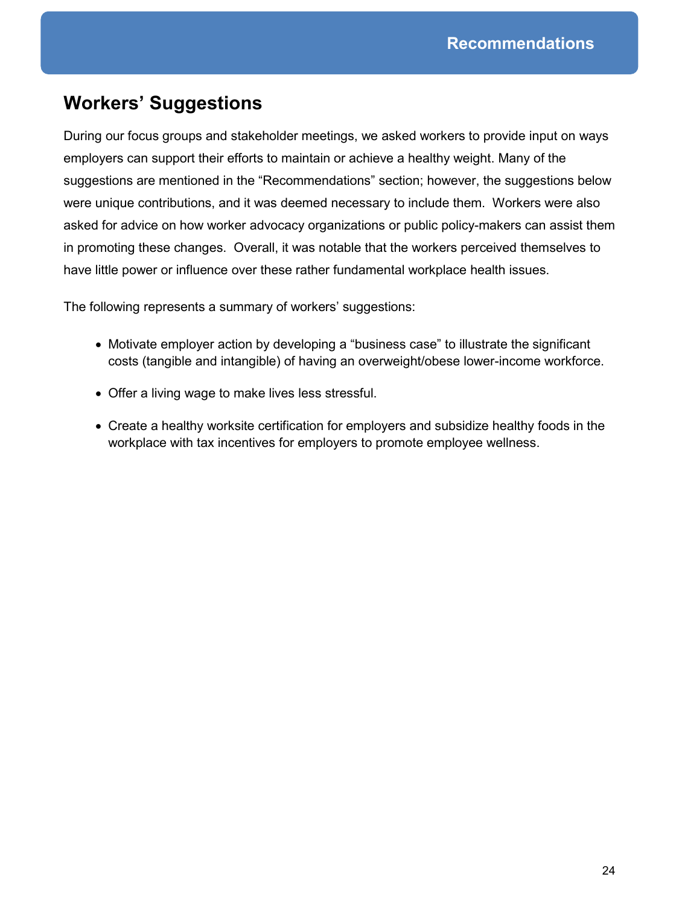## Workers' Suggestions

During our focus groups and stakeholder meetings, we asked workers to provide input on ways employers can support their efforts to maintain or achieve a healthy weight. Many of the suggestions are mentioned in the "Recommendations" section; however, the suggestions below were unique contributions, and it was deemed necessary to include them. Workers were also asked for advice on how worker advocacy organizations or public policy-makers can assist them in promoting these changes. Overall, it was notable that the workers perceived themselves to have little power or influence over these rather fundamental workplace health issues.

The following represents a summary of workers' suggestions:

- Motivate employer action by developing a "business case" to illustrate the significant costs (tangible and intangible) of having an overweight/obese lower-income workforce.
- Offer a living wage to make lives less stressful.
- Create a healthy worksite certification for employers and subsidize healthy foods in the workplace with tax incentives for employers to promote employee wellness.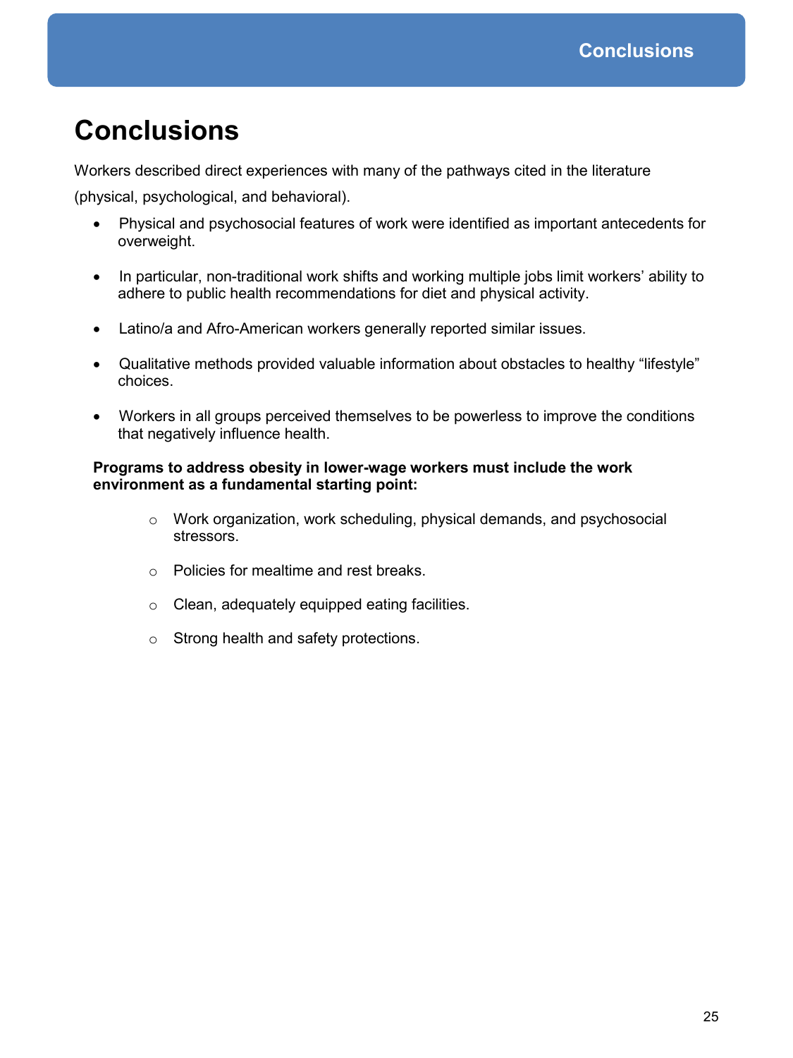# Conclusions

Workers described direct experiences with many of the pathways cited in the literature (physical, psychological, and behavioral).

- Physical and psychosocial features of work were identified as important antecedents for overweight.
- In particular, non-traditional work shifts and working multiple jobs limit workers' ability to adhere to public health recommendations for diet and physical activity.
- Latino/a and Afro-American workers generally reported similar issues.
- Qualitative methods provided valuable information about obstacles to healthy "lifestyle" choices.
- Workers in all groups perceived themselves to be powerless to improve the conditions that negatively influence health.

**Programs to address obesity in lower-wage workers must include the work environment as a fundamental starting point:**

- Work organization, work scheduling, physical demands, and psychosocial stressors.
- Policies for mealtime and rest breaks.
- Clean, adequately equipped eating facilities.
- Strong health and safety protections.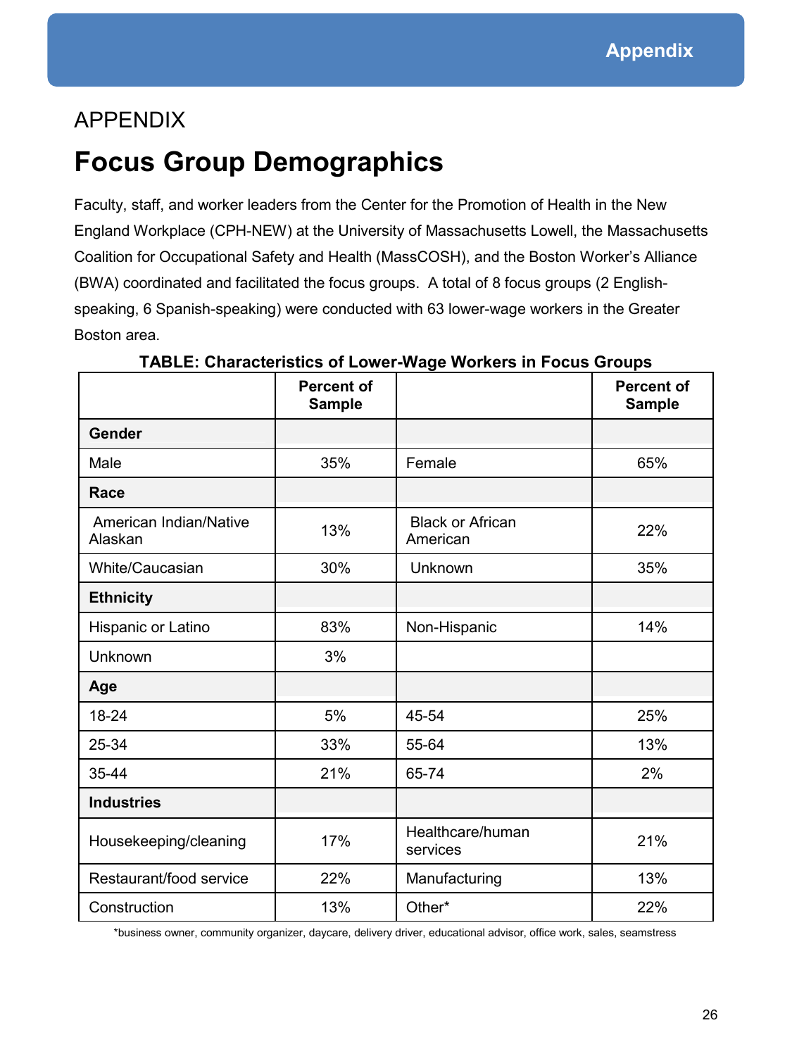APPENDIX

# Focus Group Demographics

Faculty, staff, and worker leaders from the Center for the Promotion of Health in the New England Workplace (CPH-NEW) at the University of Massachusetts Lowell, the Massachusetts Coalition for Occupational Safety and Health (MassCOSH), and the Boston Worker's Alliance (BWA) coordinated and facilitated the focus groups. A total of 8 focus groups (2 English-speaking, 6 Spanish-speaking) were conducted with 63 lower-wage workers in the Greater Boston area.

**TABLE: Characteristics of Lower-Wage Workers in Focus Groups**

| | Percent of Sample | | Percent of Sample |
|---|---|---|---|
| **Gender** | | | |
| Male | 35% | Female | 65% |
| **Race** | | | |
| American Indian/Native Alaskan | 13% | Black or African American | 22% |
| White/Caucasian | 30% | Unknown | 35% |
| **Ethnicity** | | | |
| Hispanic or Latino | 83% | Non-Hispanic | 14% |
| Unknown | 3% | | |
| **Age** | | | |
| 18-24 | 5% | 45-54 | 25% |
| 25-34 | 33% | 55-64 | 13% |
| 35-44 | 21% | 65-74 | 2% |
| **Industries** | | | |
| Housekeeping/cleaning | 17% | Healthcare/human services | 21% |
| Restaurant/food service | 22% | Manufacturing | 13% |
| Construction | 13% | Other* | 22% |

*business owner, community organizer, daycare, delivery driver, educational advisor, office work, sales, seamstress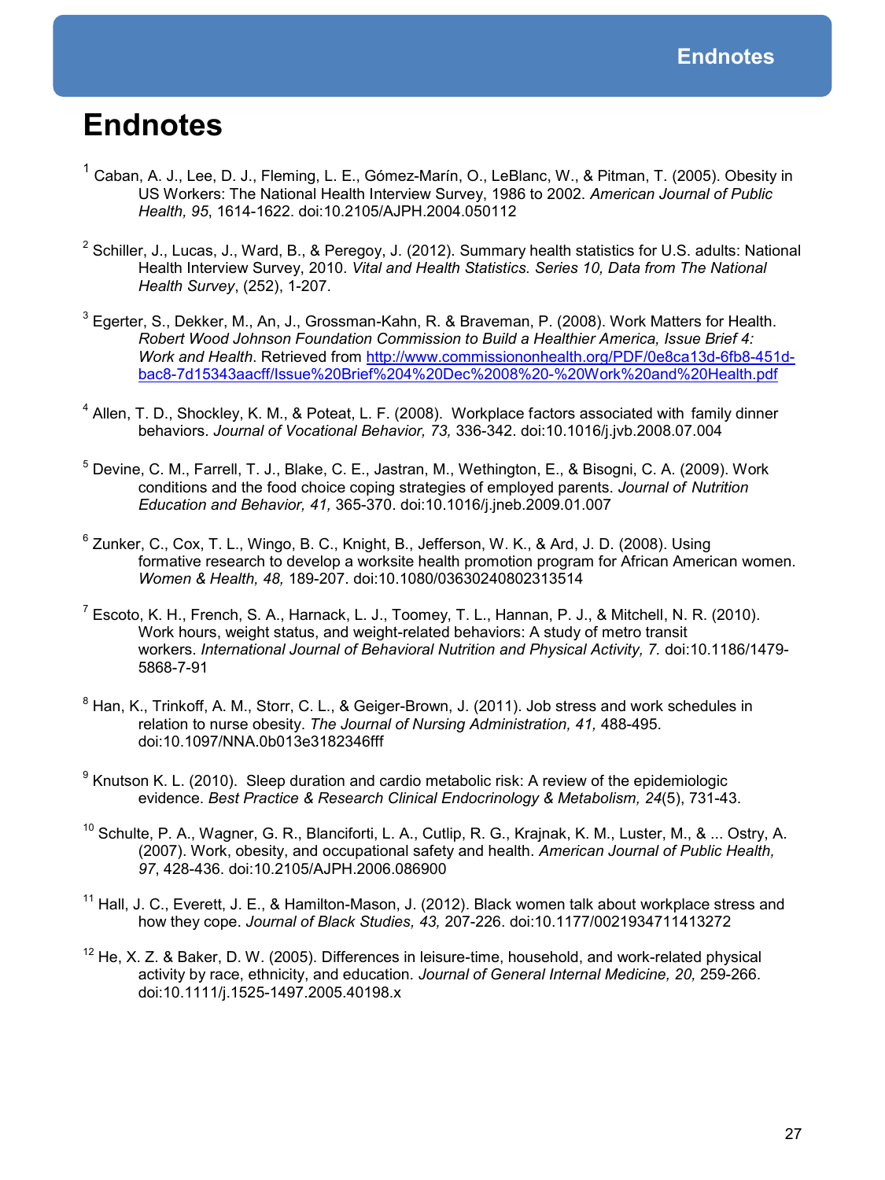# Endnotes

[1] Caban, A. J., Lee, D. J., Fleming, L. E., Gómez-Marín, O., LeBlanc, W., & Pitman, T. (2005). Obesity in US Workers: The National Health Interview Survey, 1986 to 2002. *American Journal of Public Health, 95*, 1614-1622. doi:10.2105/AJPH.2004.050112

[2] Schiller, J., Lucas, J., Ward, B., & Peregoy, J. (2012). Summary health statistics for U.S. adults: National Health Interview Survey, 2010. *Vital and Health Statistics. Series 10, Data from The National Health Survey*, (252), 1-207.

[3] Egerter, S., Dekker, M., An, J., Grossman-Kahn, R. & Braveman, P. (2008). Work Matters for Health. *Robert Wood Johnson Foundation Commission to Build a Healthier America, Issue Brief 4: Work and Health*. Retrieved from http://www.commissiononhealth.org/PDF/0e8ca13d-6fb8-451d-bac8-7d15343aacff/Issue%20Brief%204%20Dec%2008%20-%20Work%20and%20Health.pdf

[4] Allen, T. D., Shockley, K. M., & Poteat, L. F. (2008). Workplace factors associated with family dinner behaviors. *Journal of Vocational Behavior, 73,* 336-342. doi:10.1016/j.jvb.2008.07.004

[5] Devine, C. M., Farrell, T. J., Blake, C. E., Jastran, M., Wethington, E., & Bisogni, C. A. (2009). Work conditions and the food choice coping strategies of employed parents. *Journal of Nutrition Education and Behavior, 41,* 365-370. doi:10.1016/j.jneb.2009.01.007

[6] Zunker, C., Cox, T. L., Wingo, B. C., Knight, B., Jefferson, W. K., & Ard, J. D. (2008). Using formative research to develop a worksite health promotion program for African American women. *Women & Health, 48,* 189-207. doi:10.1080/03630240802313514

[7] Escoto, K. H., French, S. A., Harnack, L. J., Toomey, T. L., Hannan, P. J., & Mitchell, N. R. (2010). Work hours, weight status, and weight-related behaviors: A study of metro transit workers. *International Journal of Behavioral Nutrition and Physical Activity, 7.* doi:10.1186/1479-5868-7-91

[8] Han, K., Trinkoff, A. M., Storr, C. L., & Geiger-Brown, J. (2011). Job stress and work schedules in relation to nurse obesity. *The Journal of Nursing Administration, 41,* 488-495. doi:10.1097/NNA.0b013e3182346fff

[9] Knutson K. L. (2010). Sleep duration and cardio metabolic risk: A review of the epidemiologic evidence. *Best Practice & Research Clinical Endocrinology & Metabolism, 24*(5), 731-43.

[10] Schulte, P. A., Wagner, G. R., Blanciforti, L. A., Cutlip, R. G., Krajnak, K. M., Luster, M., & ... Ostry, A. (2007). Work, obesity, and occupational safety and health. *American Journal of Public Health, 97*, 428-436. doi:10.2105/AJPH.2006.086900

[11] Hall, J. C., Everett, J. E., & Hamilton-Mason, J. (2012). Black women talk about workplace stress and how they cope. *Journal of Black Studies, 43,* 207-226. doi:10.1177/0021934711413272

[12] He, X. Z. & Baker, D. W. (2005). Differences in leisure-time, household, and work-related physical activity by race, ethnicity, and education. *Journal of General Internal Medicine, 20,* 259-266. doi:10.1111/j.1525-1497.2005.40198.x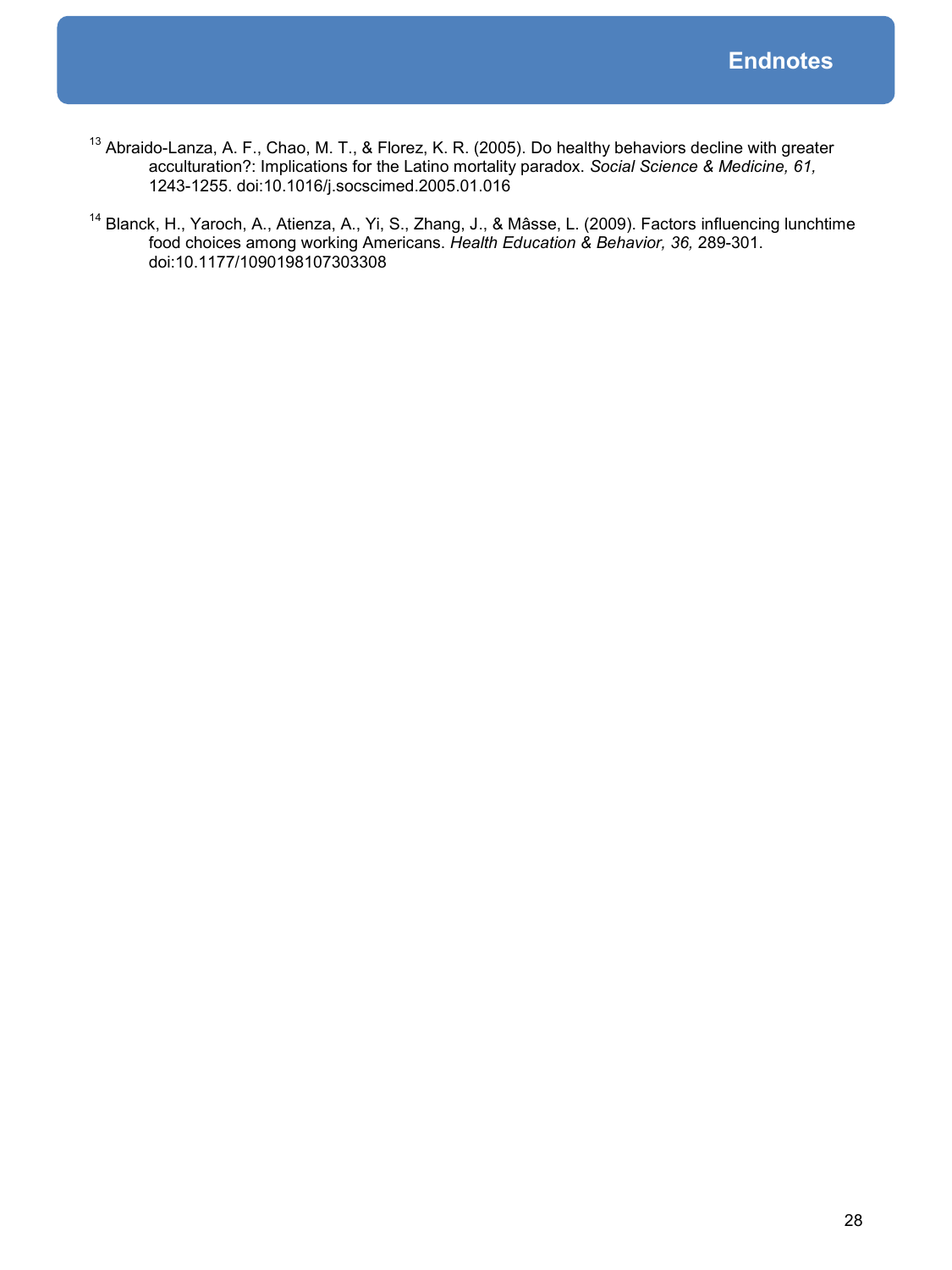# Endnotes

[13] Abraido-Lanza, A. F., Chao, M. T., & Florez, K. R. (2005). Do healthy behaviors decline with greater acculturation?: Implications for the Latino mortality paradox. *Social Science & Medicine, 61,* 1243-1255. doi:10.1016/j.socscimed.2005.01.016

[14] Blanck, H., Yaroch, A., Atienza, A., Yi, S., Zhang, J., & Mâsse, L. (2009). Factors influencing lunchtime food choices among working Americans. *Health Education & Behavior, 36,* 289-301. doi:10.1177/1090198107303308